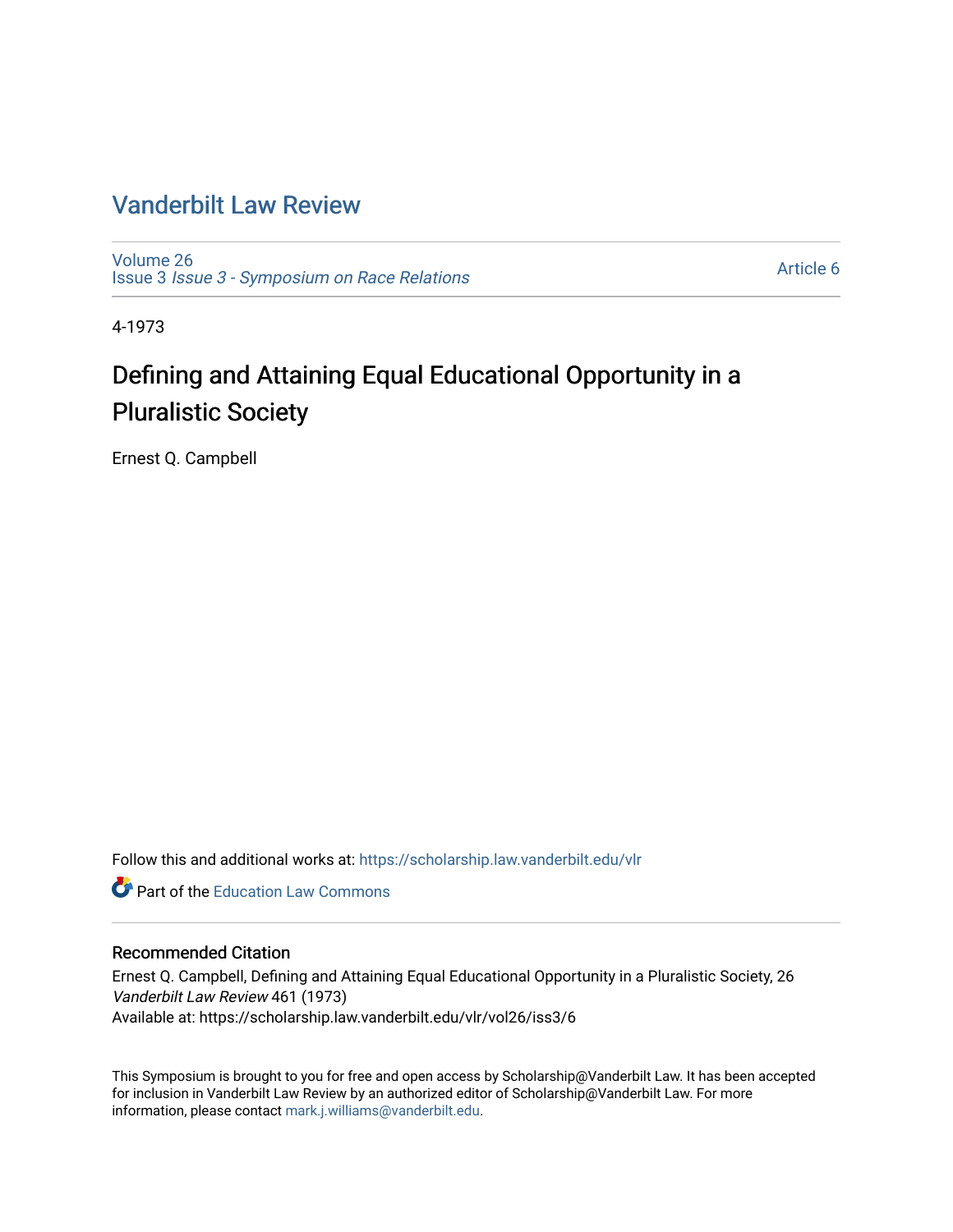# Vanderbilt Law Review

Volume 26
Issue 3 *Issue 3 - Symposium on Race Relations*

Article 6

4-1973

## Defining and Attaining Equal Educational Opportunity in a Pluralistic Society

Ernest Q. Campbell

Follow this and additional works at: https://scholarship.law.vanderbilt.edu/vlr

Part of the Education Law Commons

### Recommended Citation

Ernest Q. Campbell, Defining and Attaining Equal Educational Opportunity in a Pluralistic Society, 26 *Vanderbilt Law Review* 461 (1973)
Available at: https://scholarship.law.vanderbilt.edu/vlr/vol26/iss3/6

This Symposium is brought to you for free and open access by Scholarship@Vanderbilt Law. It has been accepted for inclusion in Vanderbilt Law Review by an authorized editor of Scholarship@Vanderbilt Law. For more information, please contact mark.j.williams@vanderbilt.edu.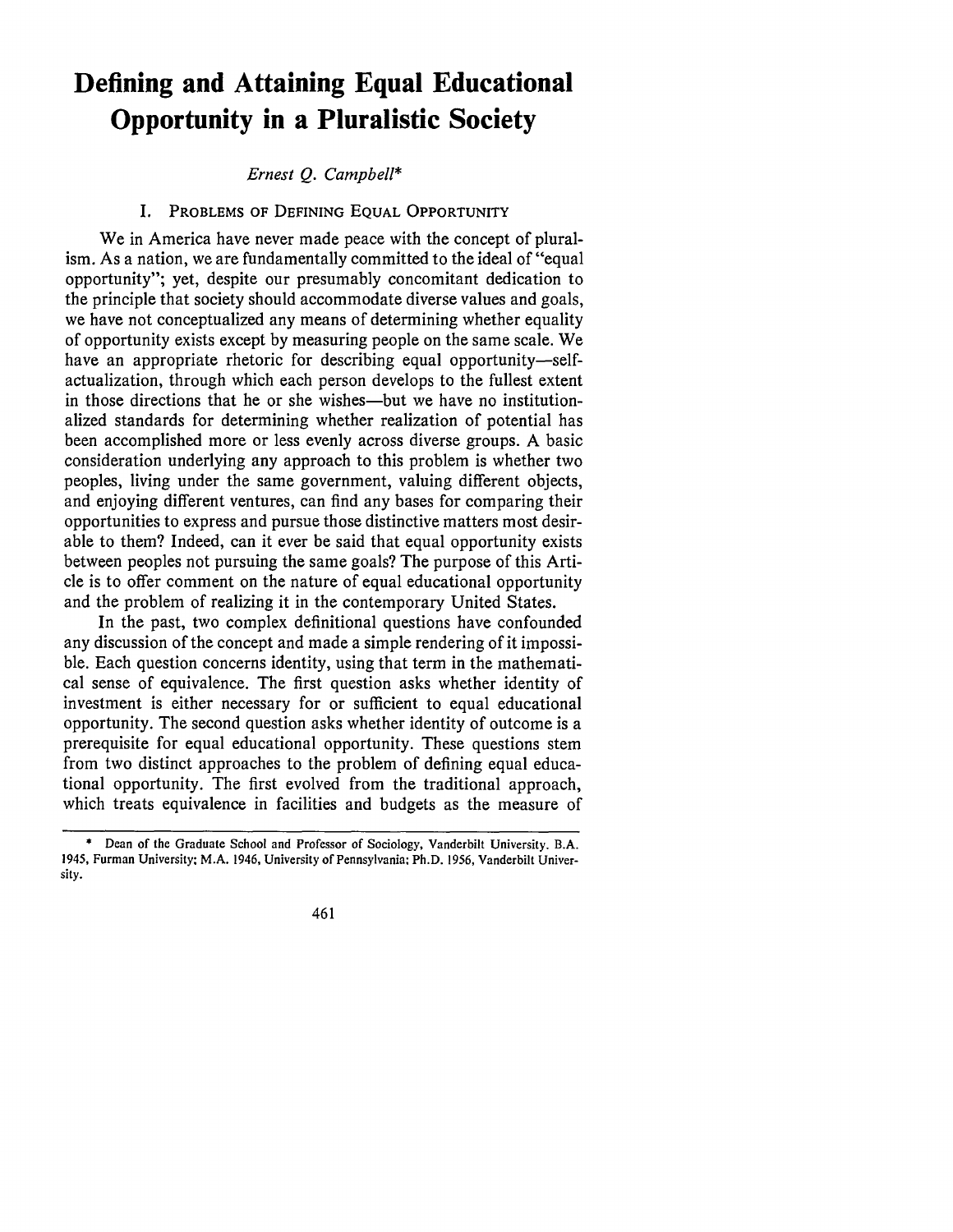# Defining and Attaining Equal Educational Opportunity in a Pluralistic Society

*Ernest Q. Campbell**

## I. Problems of Defining Equal Opportunity

We in America have never made peace with the concept of pluralism. As a nation, we are fundamentally committed to the ideal of "equal opportunity"; yet, despite our presumably concomitant dedication to the principle that society should accommodate diverse values and goals, we have not conceptualized any means of determining whether equality of opportunity exists except by measuring people on the same scale. We have an appropriate rhetoric for describing equal opportunity—self-actualization, through which each person develops to the fullest extent in those directions that he or she wishes—but we have no institutionalized standards for determining whether realization of potential has been accomplished more or less evenly across diverse groups. A basic consideration underlying any approach to this problem is whether two peoples, living under the same government, valuing different objects, and enjoying different ventures, can find any bases for comparing their opportunities to express and pursue those distinctive matters most desirable to them? Indeed, can it ever be said that equal opportunity exists between peoples not pursuing the same goals? The purpose of this Article is to offer comment on the nature of equal educational opportunity and the problem of realizing it in the contemporary United States.

In the past, two complex definitional questions have confounded any discussion of the concept and made a simple rendering of it impossible. Each question concerns identity, using that term in the mathematical sense of equivalence. The first question asks whether identity of investment is either necessary for or sufficient to equal educational opportunity. The second question asks whether identity of outcome is a prerequisite for equal educational opportunity. These questions stem from two distinct approaches to the problem of defining equal educational opportunity. The first evolved from the traditional approach, which treats equivalence in facilities and budgets as the measure of

---

\* Dean of the Graduate School and Professor of Sociology, Vanderbilt University. B.A. 1945, Furman University; M.A. 1946, University of Pennsylvania; Ph.D. 1956, Vanderbilt University.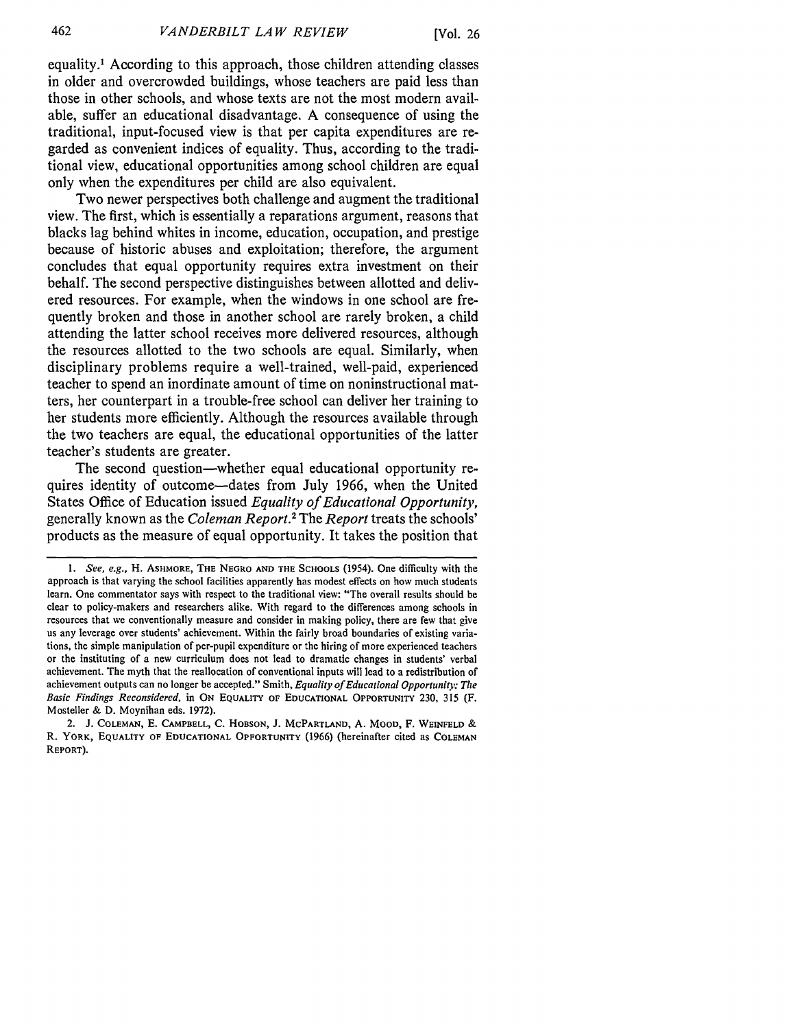equality.[1] According to this approach, those children attending classes in older and overcrowded buildings, whose teachers are paid less than those in other schools, and whose texts are not the most modern available, suffer an educational disadvantage. A consequence of using the traditional, input-focused view is that per capita expenditures are regarded as convenient indices of equality. Thus, according to the traditional view, educational opportunities among school children are equal only when the expenditures per child are also equivalent.

Two newer perspectives both challenge and augment the traditional view. The first, which is essentially a reparations argument, reasons that blacks lag behind whites in income, education, occupation, and prestige because of historic abuses and exploitation; therefore, the argument concludes that equal opportunity requires extra investment on their behalf. The second perspective distinguishes between allotted and delivered resources. For example, when the windows in one school are frequently broken and those in another school are rarely broken, a child attending the latter school receives more delivered resources, although the resources allotted to the two schools are equal. Similarly, when disciplinary problems require a well-trained, well-paid, experienced teacher to spend an inordinate amount of time on noninstructional matters, her counterpart in a trouble-free school can deliver her training to her students more efficiently. Although the resources available through the two teachers are equal, the educational opportunities of the latter teacher's students are greater.

The second question—whether equal educational opportunity requires identity of outcome—dates from July 1966, when the United States Office of Education issued *Equality of Educational Opportunity*, generally known as the *Coleman Report*.[2] The *Report* treats the schools' products as the measure of equal opportunity. It takes the position that

---

1. *See, e.g.*, H. ASHMORE, THE NEGRO AND THE SCHOOLS (1954). One difficulty with the approach is that varying the school facilities apparently has modest effects on how much students learn. One commentator says with respect to the traditional view: "The overall results should be clear to policy-makers and researchers alike. With regard to the differences among schools in resources that we conventionally measure and consider in making policy, there are few that give us any leverage over students' achievement. Within the fairly broad boundaries of existing variations, the simple manipulation of per-pupil expenditure or the hiring of more experienced teachers or the instituting of a new curriculum does not lead to dramatic changes in students' verbal achievement. The myth that the reallocation of conventional inputs will lead to a redistribution of achievement outputs can no longer be accepted." Smith, *Equality of Educational Opportunity: The Basic Findings Reconsidered*, in ON EQUALITY OF EDUCATIONAL OPPORTUNITY 230, 315 (F. Mosteller & D. Moynihan eds. 1972).

2. J. COLEMAN, E. CAMPBELL, C. HOBSON, J. MCPARTLAND, A. MOOD, F. WEINFELD & R. YORK, EQUALITY OF EDUCATIONAL OPPORTUNITY (1966) (hereinafter cited as COLEMAN REPORT).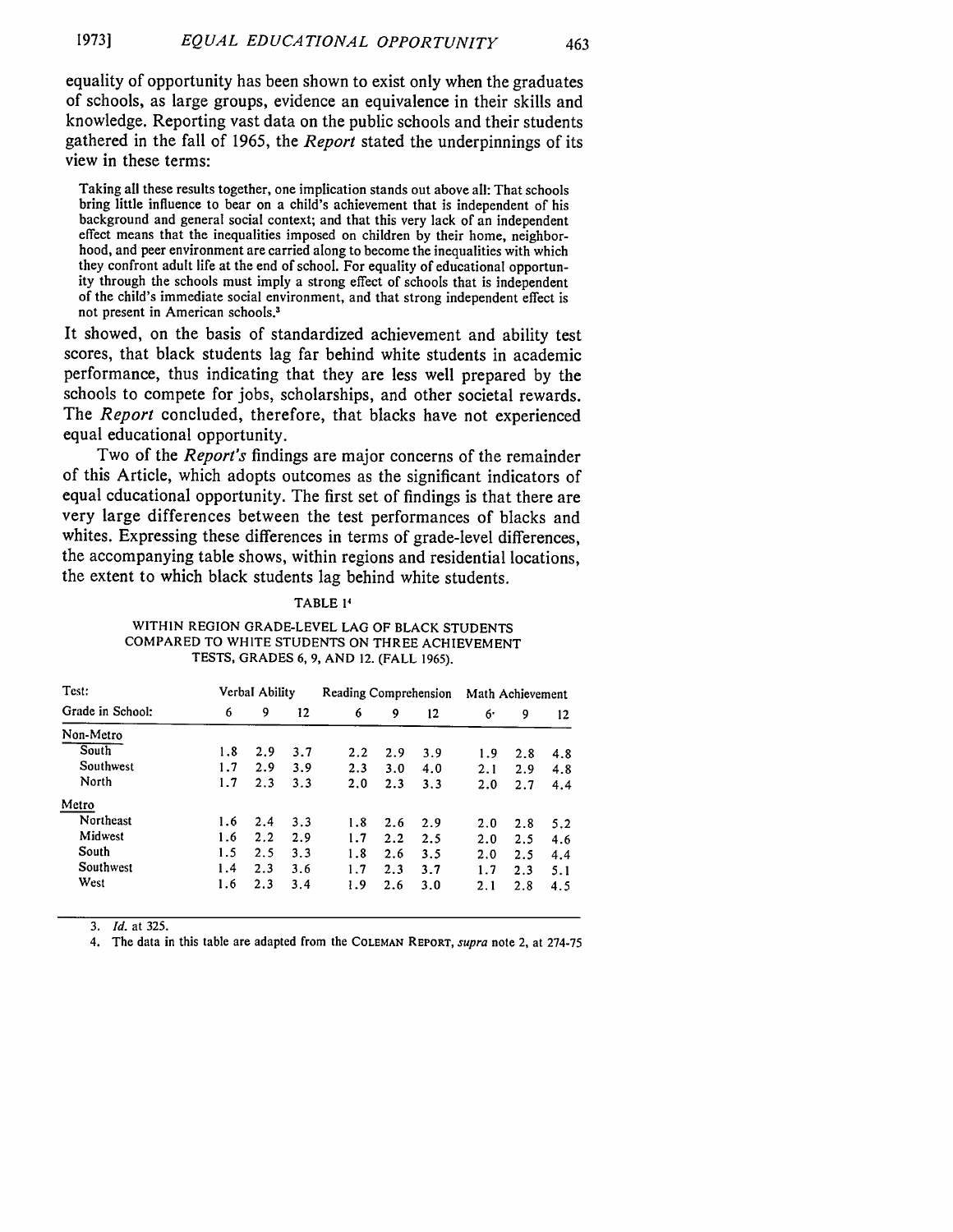equality of opportunity has been shown to exist only when the graduates of schools, as large groups, evidence an equivalence in their skills and knowledge. Reporting vast data on the public schools and their students gathered in the fall of 1965, the *Report* stated the underpinnings of its view in these terms:

> Taking all these results together, one implication stands out above all: That schools bring little influence to bear on a child's achievement that is independent of his background and general social context; and that this very lack of an independent effect means that the inequalities imposed on children by their home, neighborhood, and peer environment are carried along to become the inequalities with which they confront adult life at the end of school. For equality of educational opportunity through the schools must imply a strong effect of schools that is independent of the child's immediate social environment, and that strong independent effect is not present in American schools.[3]

It showed, on the basis of standardized achievement and ability test scores, that black students lag far behind white students in academic performance, thus indicating that they are less well prepared by the schools to compete for jobs, scholarships, and other societal rewards. The *Report* concluded, therefore, that blacks have not experienced equal educational opportunity.

Two of the *Report's* findings are major concerns of the remainder of this Article, which adopts outcomes as the significant indicators of equal educational opportunity. The first set of findings is that there are very large differences between the test performances of blacks and whites. Expressing these differences in terms of grade-level differences, the accompanying table shows, within regions and residential locations, the extent to which black students lag behind white students.

TABLE 1[4]

WITHIN REGION GRADE-LEVEL LAG OF BLACK STUDENTS COMPARED TO WHITE STUDENTS ON THREE ACHIEVEMENT TESTS, GRADES 6, 9, AND 12. (FALL 1965).

| Test: | Verbal Ability | | | Reading Comprehension | | | Math Achievement | | |
|---|---|---|---|---|---|---|---|---|---|
| Grade in School: | 6 | 9 | 12 | 6 | 9 | 12 | 6 | 9 | 12 |
| **Non-Metro** | | | | | | | | | |
| South | 1.8 | 2.9 | 3.7 | 2.2 | 2.9 | 3.9 | 1.9 | 2.8 | 4.8 |
| Southwest | 1.7 | 2.9 | 3.9 | 2.3 | 3.0 | 4.0 | 2.1 | 2.9 | 4.8 |
| North | 1.7 | 2.3 | 3.3 | 2.0 | 2.3 | 3.3 | 2.0 | 2.7 | 4.4 |
| **Metro** | | | | | | | | | |
| Northeast | 1.6 | 2.4 | 3.3 | 1.8 | 2.6 | 2.9 | 2.0 | 2.8 | 5.2 |
| Midwest | 1.6 | 2.2 | 2.9 | 1.7 | 2.2 | 2.5 | 2.0 | 2.5 | 4.6 |
| South | 1.5 | 2.5 | 3.3 | 1.8 | 2.6 | 3.5 | 2.0 | 2.5 | 4.4 |
| Southwest | 1.4 | 2.3 | 3.6 | 1.7 | 2.3 | 3.7 | 1.7 | 2.3 | 5.1 |
| West | 1.6 | 2.3 | 3.4 | 1.9 | 2.6 | 3.0 | 2.1 | 2.8 | 4.5 |

3. *Id.* at 325.

4. The data in this table are adapted from the COLEMAN REPORT, *supra* note 2, at 274-75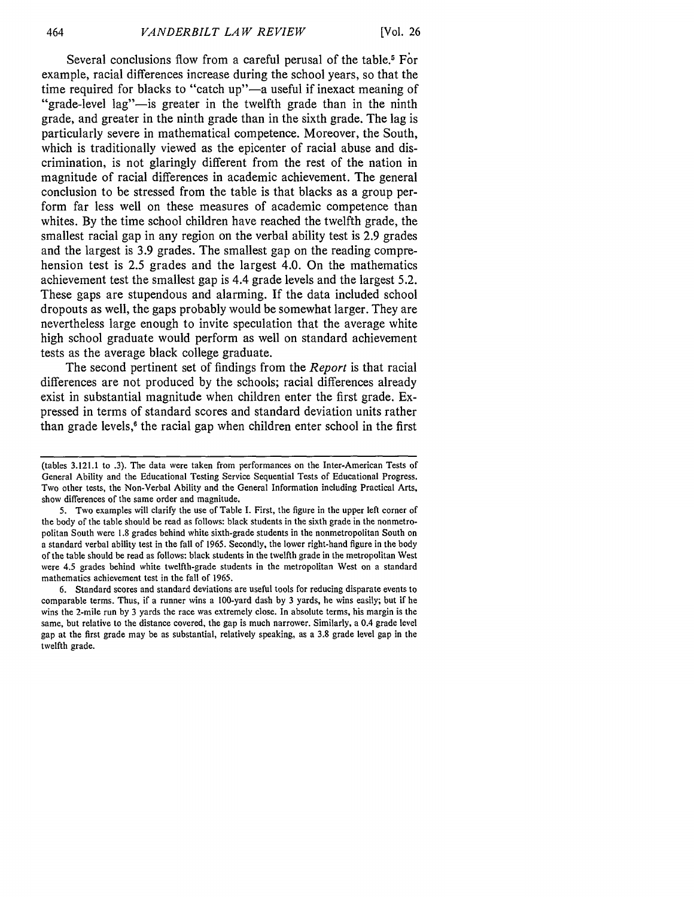Several conclusions flow from a careful perusal of the table.[5] For example, racial differences increase during the school years, so that the time required for blacks to "catch up"—a useful if inexact meaning of "grade-level lag"—is greater in the twelfth grade than in the ninth grade, and greater in the ninth grade than in the sixth grade. The lag is particularly severe in mathematical competence. Moreover, the South, which is traditionally viewed as the epicenter of racial abuse and discrimination, is not glaringly different from the rest of the nation in magnitude of racial differences in academic achievement. The general conclusion to be stressed from the table is that blacks as a group perform far less well on these measures of academic competence than whites. By the time school children have reached the twelfth grade, the smallest racial gap in any region on the verbal ability test is 2.9 grades and the largest is 3.9 grades. The smallest gap on the reading comprehension test is 2.5 grades and the largest 4.0. On the mathematics achievement test the smallest gap is 4.4 grade levels and the largest 5.2. These gaps are stupendous and alarming. If the data included school dropouts as well, the gaps probably would be somewhat larger. They are nevertheless large enough to invite speculation that the average white high school graduate would perform as well on standard achievement tests as the average black college graduate.

The second pertinent set of findings from the *Report* is that racial differences are not produced by the schools; racial differences already exist in substantial magnitude when children enter the first grade. Expressed in terms of standard scores and standard deviation units rather than grade levels,[6] the racial gap when children enter school in the first

---

(tables 3.121.1 to .3). The data were taken from performances on the Inter-American Tests of General Ability and the Educational Testing Service Sequential Tests of Educational Progress. Two other tests, the Non-Verbal Ability and the General Information including Practical Arts, show differences of the same order and magnitude.

5. Two examples will clarify the use of Table I. First, the figure in the upper left corner of the body of the table should be read as follows: black students in the sixth grade in the nonmetropolitan South were 1.8 grades behind white sixth-grade students in the nonmetropolitan South on a standard verbal ability test in the fall of 1965. Secondly, the lower right-hand figure in the body of the table should be read as follows: black students in the twelfth grade in the metropolitan West were 4.5 grades behind white twelfth-grade students in the metropolitan West on a standard mathematics achievement test in the fall of 1965.

6. Standard scores and standard deviations are useful tools for reducing disparate events to comparable terms. Thus, if a runner wins a 100-yard dash by 3 yards, he wins easily; but if he wins the 2-mile run by 3 yards the race was extremely close. In absolute terms, his margin is the same, but relative to the distance covered, the gap is much narrower. Similarly, a 0.4 grade level gap at the first grade may be as substantial, relatively speaking, as a 3.8 grade level gap in the twelfth grade.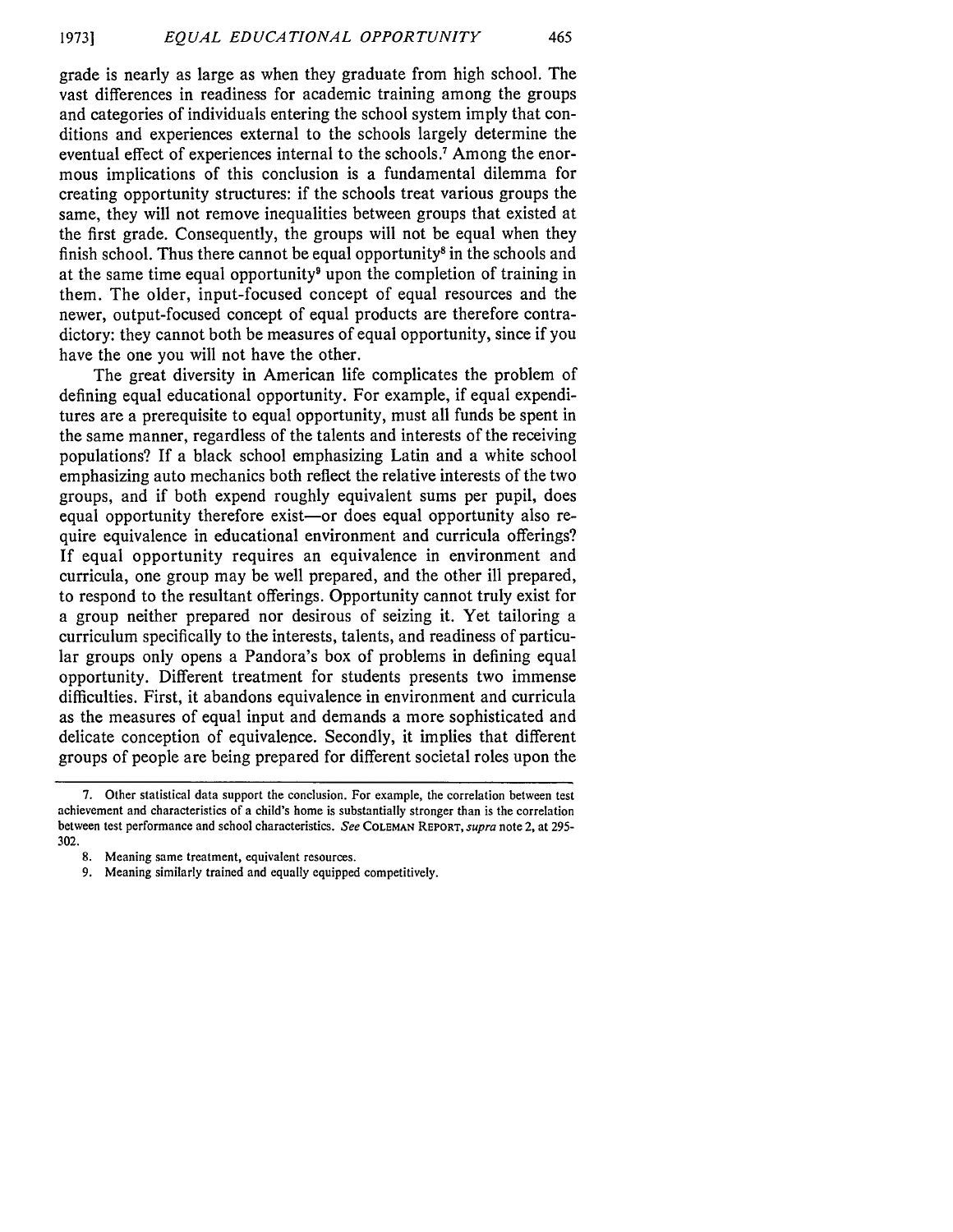grade is nearly as large as when they graduate from high school. The vast differences in readiness for academic training among the groups and categories of individuals entering the school system imply that conditions and experiences external to the schools largely determine the eventual effect of experiences internal to the schools.[7] Among the enormous implications of this conclusion is a fundamental dilemma for creating opportunity structures: if the schools treat various groups the same, they will not remove inequalities between groups that existed at the first grade. Consequently, the groups will not be equal when they finish school. Thus there cannot be equal opportunity[8] in the schools and at the same time equal opportunity[9] upon the completion of training in them. The older, input-focused concept of equal resources and the newer, output-focused concept of equal products are therefore contradictory: they cannot both be measures of equal opportunity, since if you have the one you will not have the other.

The great diversity in American life complicates the problem of defining equal educational opportunity. For example, if equal expenditures are a prerequisite to equal opportunity, must all funds be spent in the same manner, regardless of the talents and interests of the receiving populations? If a black school emphasizing Latin and a white school emphasizing auto mechanics both reflect the relative interests of the two groups, and if both expend roughly equivalent sums per pupil, does equal opportunity therefore exist—or does equal opportunity also require equivalence in educational environment and curricula offerings? If equal opportunity requires an equivalence in environment and curricula, one group may be well prepared, and the other ill prepared, to respond to the resultant offerings. Opportunity cannot truly exist for a group neither prepared nor desirous of seizing it. Yet tailoring a curriculum specifically to the interests, talents, and readiness of particular groups only opens a Pandora's box of problems in defining equal opportunity. Different treatment for students presents two immense difficulties. First, it abandons equivalence in environment and curricula as the measures of equal input and demands a more sophisticated and delicate conception of equivalence. Secondly, it implies that different groups of people are being prepared for different societal roles upon the

---

7. Other statistical data support the conclusion. For example, the correlation between test achievement and characteristics of a child's home is substantially stronger than is the correlation between test performance and school characteristics. *See* COLEMAN REPORT, *supra* note 2, at 295-302.

8. Meaning same treatment, equivalent resources.

9. Meaning similarly trained and equally equipped competitively.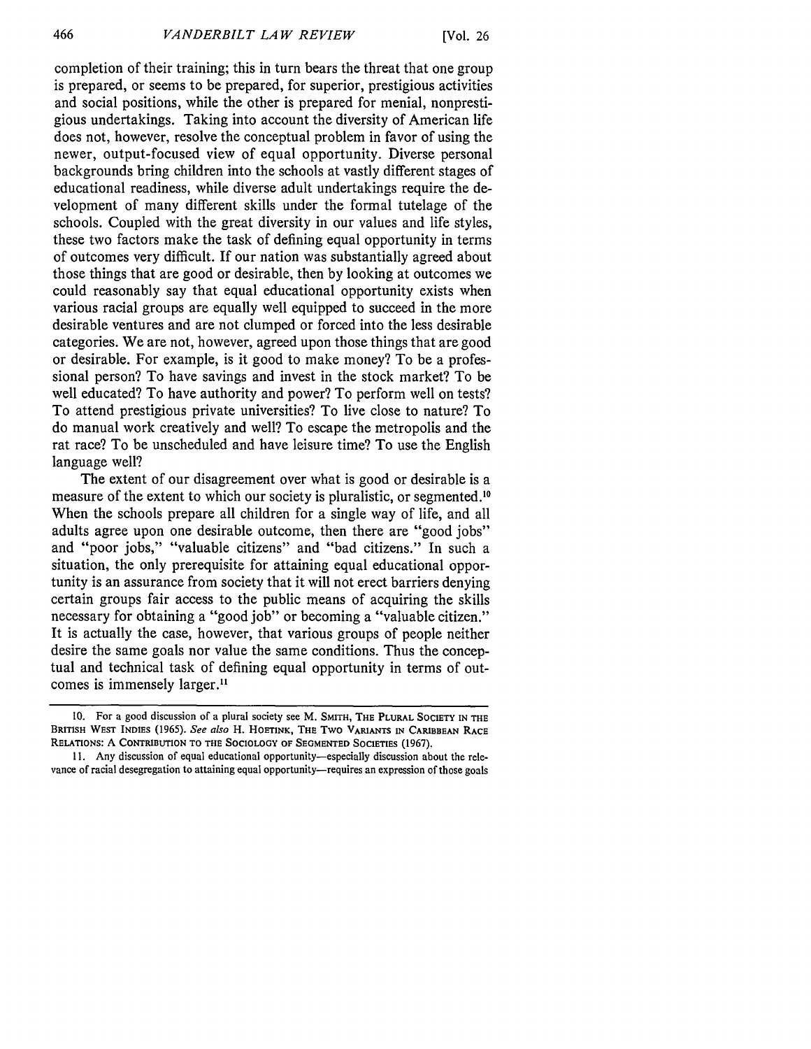completion of their training; this in turn bears the threat that one group is prepared, or seems to be prepared, for superior, prestigious activities and social positions, while the other is prepared for menial, nonprestigious undertakings. Taking into account the diversity of American life does not, however, resolve the conceptual problem in favor of using the newer, output-focused view of equal opportunity. Diverse personal backgrounds bring children into the schools at vastly different stages of educational readiness, while diverse adult undertakings require the development of many different skills under the formal tutelage of the schools. Coupled with the great diversity in our values and life styles, these two factors make the task of defining equal opportunity in terms of outcomes very difficult. If our nation was substantially agreed about those things that are good or desirable, then by looking at outcomes we could reasonably say that equal educational opportunity exists when various racial groups are equally well equipped to succeed in the more desirable ventures and are not clumped or forced into the less desirable categories. We are not, however, agreed upon those things that are good or desirable. For example, is it good to make money? To be a professional person? To have savings and invest in the stock market? To be well educated? To have authority and power? To perform well on tests? To attend prestigious private universities? To live close to nature? To do manual work creatively and well? To escape the metropolis and the rat race? To be unscheduled and have leisure time? To use the English language well?

The extent of our disagreement over what is good or desirable is a measure of the extent to which our society is pluralistic, or segmented.[10] When the schools prepare all children for a single way of life, and all adults agree upon one desirable outcome, then there are "good jobs" and "poor jobs," "valuable citizens" and "bad citizens." In such a situation, the only prerequisite for attaining equal educational opportunity is an assurance from society that it will not erect barriers denying certain groups fair access to the public means of acquiring the skills necessary for obtaining a "good job" or becoming a "valuable citizen." It is actually the case, however, that various groups of people neither desire the same goals nor value the same conditions. Thus the conceptual and technical task of defining equal opportunity in terms of outcomes is immensely larger.[11]

---

10. For a good discussion of a plural society see M. SMITH, THE PLURAL SOCIETY IN THE BRITISH WEST INDIES (1965). *See also* H. HOETINK, THE TWO VARIANTS IN CARIBBEAN RACE RELATIONS: A CONTRIBUTION TO THE SOCIOLOGY OF SEGMENTED SOCIETIES (1967).

11. Any discussion of equal educational opportunity—especially discussion about the relevance of racial desegregation to attaining equal opportunity—requires an expression of those goals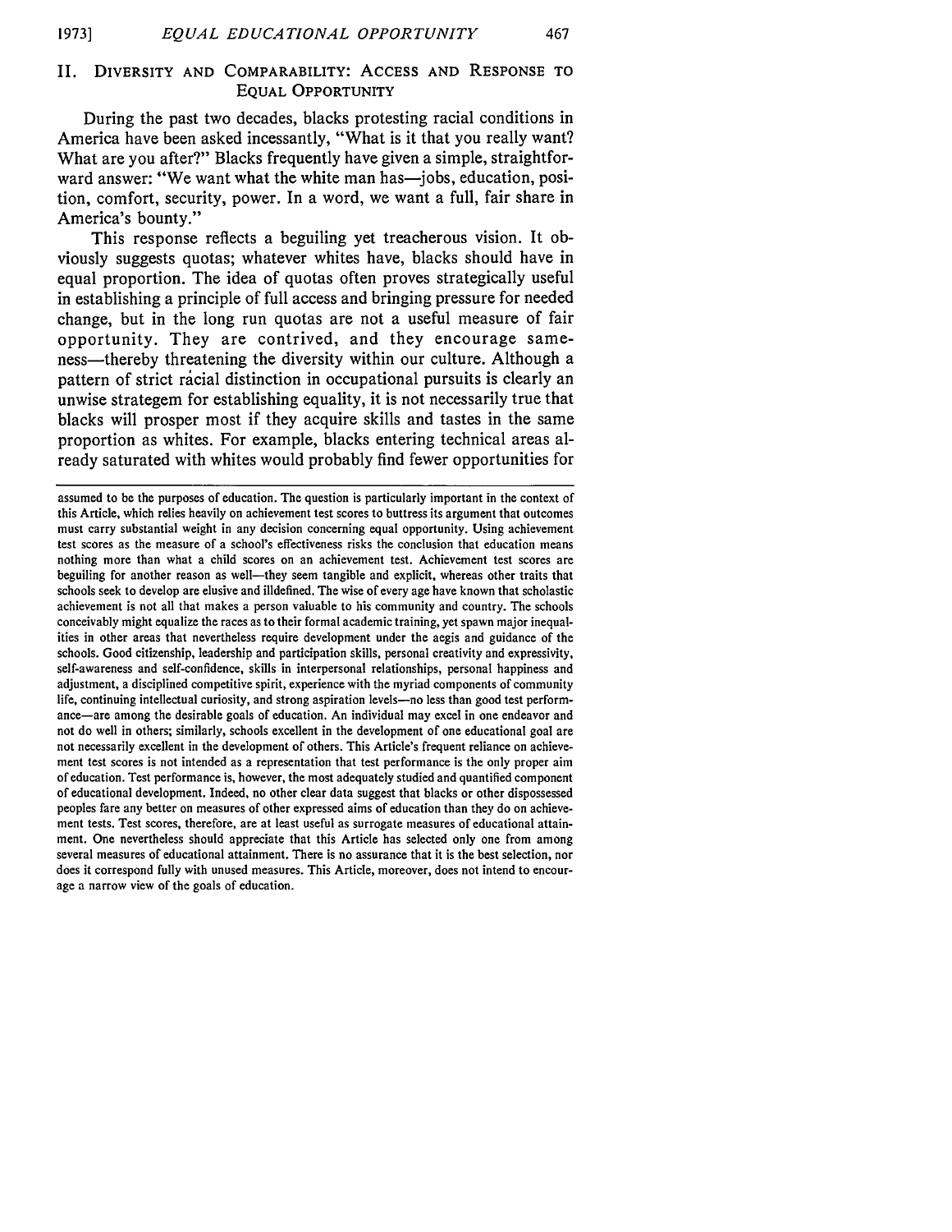## II. Diversity and Comparability: Access and Response to Equal Opportunity

During the past two decades, blacks protesting racial conditions in America have been asked incessantly, "What is it that you really want? What are you after?" Blacks frequently have given a simple, straightforward answer: "We want what the white man has—jobs, education, position, comfort, security, power. In a word, we want a full, fair share in America's bounty."

This response reflects a beguiling yet treacherous vision. It obviously suggests quotas; whatever whites have, blacks should have in equal proportion. The idea of quotas often proves strategically useful in establishing a principle of full access and bringing pressure for needed change, but in the long run quotas are not a useful measure of fair opportunity. They are contrived, and they encourage sameness—thereby threatening the diversity within our culture. Although a pattern of strict racial distinction in occupational pursuits is clearly an unwise strategem for establishing equality, it is not necessarily true that blacks will prosper most if they acquire skills and tastes in the same proportion as whites. For example, blacks entering technical areas already saturated with whites would probably find fewer opportunities for

---

assumed to be the purposes of education. The question is particularly important in the context of this Article, which relies heavily on achievement test scores to buttress its argument that outcomes must carry substantial weight in any decision concerning equal opportunity. Using achievement test scores as the measure of a school's effectiveness risks the conclusion that education means nothing more than what a child scores on an achievement test. Achievement test scores are beguiling for another reason as well—they seem tangible and explicit, whereas other traits that schools seek to develop are elusive and illdefined. The wise of every age have known that scholastic achievement is not all that makes a person valuable to his community and country. The schools conceivably might equalize the races as to their formal academic training, yet spawn major inequalities in other areas that nevertheless require development under the aegis and guidance of the schools. Good citizenship, leadership and participation skills, personal creativity and expressivity, self-awareness and self-confidence, skills in interpersonal relationships, personal happiness and adjustment, a disciplined competitive spirit, experience with the myriad components of community life, continuing intellectual curiosity, and strong aspiration levels—no less than good test performance—are among the desirable goals of education. An individual may excel in one endeavor and not do well in others; similarly, schools excellent in the development of one educational goal are not necessarily excellent in the development of others. This Article's frequent reliance on achievement test scores is not intended as a representation that test performance is the only proper aim of education. Test performance is, however, the most adequately studied and quantified component of educational development. Indeed, no other clear data suggest that blacks or other dispossessed peoples fare any better on measures of other expressed aims of education than they do on achievement tests. Test scores, therefore, are at least useful as surrogate measures of educational attainment. One nevertheless should appreciate that this Article has selected only one from among several measures of educational attainment. There is no assurance that it is the best selection, nor does it correspond fully with unused measures. This Article, moreover, does not intend to encourage a narrow view of the goals of education.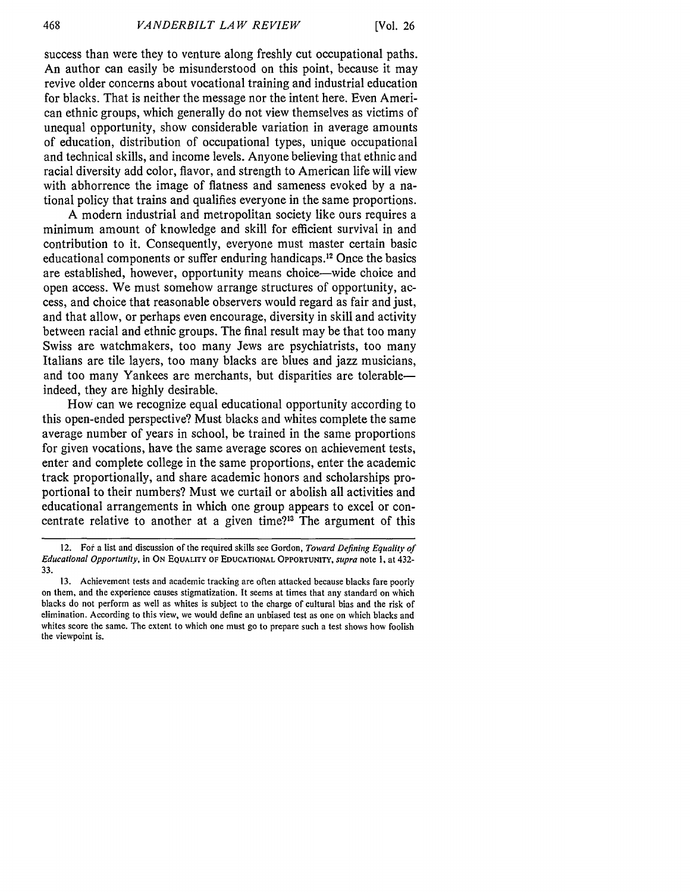success than were they to venture along freshly cut occupational paths. An author can easily be misunderstood on this point, because it may revive older concerns about vocational training and industrial education for blacks. That is neither the message nor the intent here. Even American ethnic groups, which generally do not view themselves as victims of unequal opportunity, show considerable variation in average amounts of education, distribution of occupational types, unique occupational and technical skills, and income levels. Anyone believing that ethnic and racial diversity add color, flavor, and strength to American life will view with abhorrence the image of flatness and sameness evoked by a national policy that trains and qualifies everyone in the same proportions.

A modern industrial and metropolitan society like ours requires a minimum amount of knowledge and skill for efficient survival in and contribution to it. Consequently, everyone must master certain basic educational components or suffer enduring handicaps.[12] Once the basics are established, however, opportunity means choice—wide choice and open access. We must somehow arrange structures of opportunity, access, and choice that reasonable observers would regard as fair and just, and that allow, or perhaps even encourage, diversity in skill and activity between racial and ethnic groups. The final result may be that too many Swiss are watchmakers, too many Jews are psychiatrists, too many Italians are tile layers, too many blacks are blues and jazz musicians, and too many Yankees are merchants, but disparities are tolerable—indeed, they are highly desirable.

How can we recognize equal educational opportunity according to this open-ended perspective? Must blacks and whites complete the same average number of years in school, be trained in the same proportions for given vocations, have the same average scores on achievement tests, enter and complete college in the same proportions, enter the academic track proportionally, and share academic honors and scholarships proportional to their numbers? Must we curtail or abolish all activities and educational arrangements in which one group appears to excel or concentrate relative to another at a given time?[13] The argument of this

---

12. For a list and discussion of the required skills see Gordon, *Toward Defining Equality of Educational Opportunity*, in ON EQUALITY OF EDUCATIONAL OPPORTUNITY, *supra* note 1, at 432-33.

13. Achievement tests and academic tracking are often attacked because blacks fare poorly on them, and the experience causes stigmatization. It seems at times that any standard on which blacks do not perform as well as whites is subject to the charge of cultural bias and the risk of elimination. According to this view, we would define an unbiased test as one on which blacks and whites score the same. The extent to which one must go to prepare such a test shows how foolish the viewpoint is.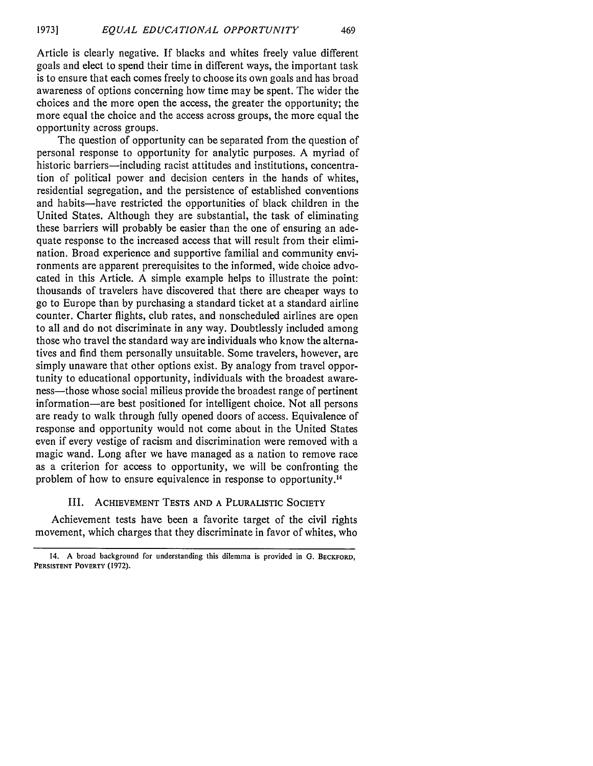Article is clearly negative. If blacks and whites freely value different goals and elect to spend their time in different ways, the important task is to ensure that each comes freely to choose its own goals and has broad awareness of options concerning how time may be spent. The wider the choices and the more open the access, the greater the opportunity; the more equal the choice and the access across groups, the more equal the opportunity across groups.

The question of opportunity can be separated from the question of personal response to opportunity for analytic purposes. A myriad of historic barriers—including racist attitudes and institutions, concentration of political power and decision centers in the hands of whites, residential segregation, and the persistence of established conventions and habits—have restricted the opportunities of black children in the United States. Although they are substantial, the task of eliminating these barriers will probably be easier than the one of ensuring an adequate response to the increased access that will result from their elimination. Broad experience and supportive familial and community environments are apparent prerequisites to the informed, wide choice advocated in this Article. A simple example helps to illustrate the point: thousands of travelers have discovered that there are cheaper ways to go to Europe than by purchasing a standard ticket at a standard airline counter. Charter flights, club rates, and nonscheduled airlines are open to all and do not discriminate in any way. Doubtlessly included among those who travel the standard way are individuals who know the alternatives and find them personally unsuitable. Some travelers, however, are simply unaware that other options exist. By analogy from travel opportunity to educational opportunity, individuals with the broadest awareness—those whose social milieus provide the broadest range of pertinent information—are best positioned for intelligent choice. Not all persons are ready to walk through fully opened doors of access. Equivalence of response and opportunity would not come about in the United States even if every vestige of racism and discrimination were removed with a magic wand. Long after we have managed as a nation to remove race as a criterion for access to opportunity, we will be confronting the problem of how to ensure equivalence in response to opportunity.[14]

## III. Achievement Tests and a Pluralistic Society

Achievement tests have been a favorite target of the civil rights movement, which charges that they discriminate in favor of whites, who

---

14. A broad background for understanding this dilemma is provided in G. Beckford, Persistent Poverty (1972).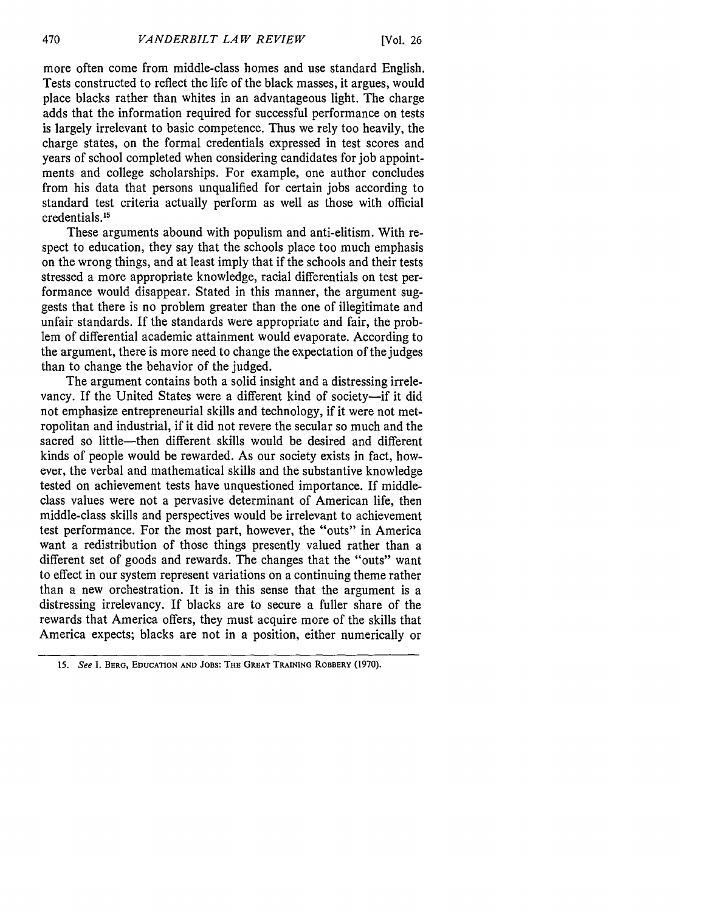more often come from middle-class homes and use standard English. Tests constructed to reflect the life of the black masses, it argues, would place blacks rather than whites in an advantageous light. The charge adds that the information required for successful performance on tests is largely irrelevant to basic competence. Thus we rely too heavily, the charge states, on the formal credentials expressed in test scores and years of school completed when considering candidates for job appointments and college scholarships. For example, one author concludes from his data that persons unqualified for certain jobs according to standard test criteria actually perform as well as those with official credentials.[15]

These arguments abound with populism and anti-elitism. With respect to education, they say that the schools place too much emphasis on the wrong things, and at least imply that if the schools and their tests stressed a more appropriate knowledge, racial differentials on test performance would disappear. Stated in this manner, the argument suggests that there is no problem greater than the one of illegitimate and unfair standards. If the standards were appropriate and fair, the problem of differential academic attainment would evaporate. According to the argument, there is more need to change the expectation of the judges than to change the behavior of the judged.

The argument contains both a solid insight and a distressing irrelevancy. If the United States were a different kind of society—if it did not emphasize entrepreneurial skills and technology, if it were not metropolitan and industrial, if it did not revere the secular so much and the sacred so little—then different skills would be desired and different kinds of people would be rewarded. As our society exists in fact, however, the verbal and mathematical skills and the substantive knowledge tested on achievement tests have unquestioned importance. If middle-class values were not a pervasive determinant of American life, then middle-class skills and perspectives would be irrelevant to achievement test performance. For the most part, however, the "outs" in America want a redistribution of those things presently valued rather than a different set of goods and rewards. The changes that the "outs" want to effect in our system represent variations on a continuing theme rather than a new orchestration. It is in this sense that the argument is a distressing irrelevancy. If blacks are to secure a fuller share of the rewards that America offers, they must acquire more of the skills that America expects; blacks are not in a position, either numerically or

---

15. *See* I. BERG, EDUCATION AND JOBS: THE GREAT TRAINING ROBBERY (1970).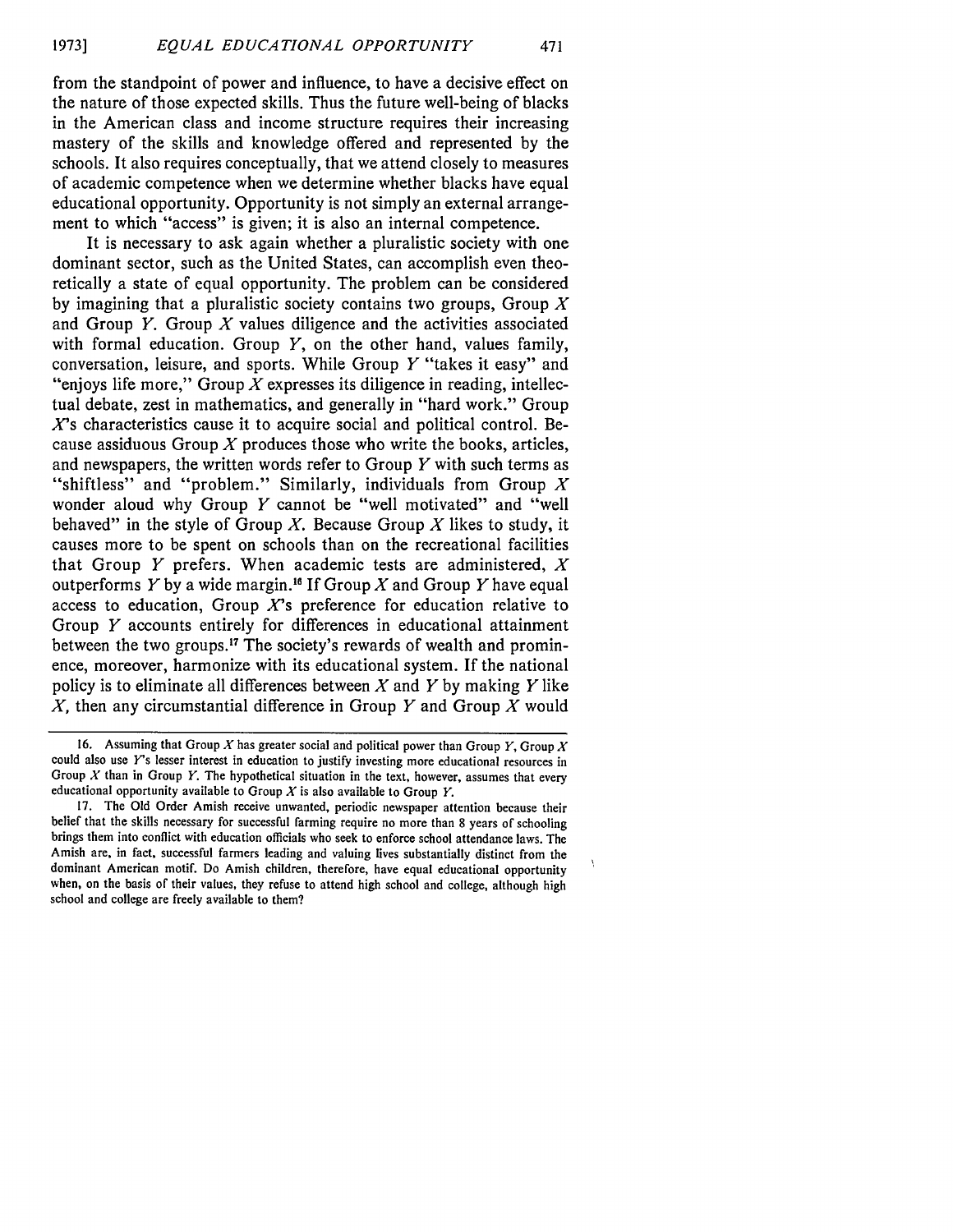from the standpoint of power and influence, to have a decisive effect on the nature of those expected skills. Thus the future well-being of blacks in the American class and income structure requires their increasing mastery of the skills and knowledge offered and represented by the schools. It also requires conceptually, that we attend closely to measures of academic competence when we determine whether blacks have equal educational opportunity. Opportunity is not simply an external arrangement to which "access" is given; it is also an internal competence.

It is necessary to ask again whether a pluralistic society with one dominant sector, such as the United States, can accomplish even theoretically a state of equal opportunity. The problem can be considered by imagining that a pluralistic society contains two groups, Group *X* and Group *Y*. Group *X* values diligence and the activities associated with formal education. Group *Y*, on the other hand, values family, conversation, leisure, and sports. While Group *Y* "takes it easy" and "enjoys life more," Group *X* expresses its diligence in reading, intellectual debate, zest in mathematics, and generally in "hard work." Group *X*'s characteristics cause it to acquire social and political control. Because assiduous Group *X* produces those who write the books, articles, and newspapers, the written words refer to Group *Y* with such terms as "shiftless" and "problem." Similarly, individuals from Group *X* wonder aloud why Group *Y* cannot be "well motivated" and "well behaved" in the style of Group *X*. Because Group *X* likes to study, it causes more to be spent on schools than on the recreational facilities that Group *Y* prefers. When academic tests are administered, *X* outperforms *Y* by a wide margin.[16] If Group *X* and Group *Y* have equal access to education, Group *X*'s preference for education relative to Group *Y* accounts entirely for differences in educational attainment between the two groups.[17] The society's rewards of wealth and prominence, moreover, harmonize with its educational system. If the national policy is to eliminate all differences between *X* and *Y* by making *Y* like *X*, then any circumstantial difference in Group *Y* and Group *X* would

---

16. Assuming that Group *X* has greater social and political power than Group *Y*, Group *X* could also use *Y*'s lesser interest in education to justify investing more educational resources in Group *X* than in Group *Y*. The hypothetical situation in the text, however, assumes that every educational opportunity available to Group *X* is also available to Group *Y*.

17. The Old Order Amish receive unwanted, periodic newspaper attention because their belief that the skills necessary for successful farming require no more than 8 years of schooling brings them into conflict with education officials who seek to enforce school attendance laws. The Amish are, in fact, successful farmers leading and valuing lives substantially distinct from the dominant American motif. Do Amish children, therefore, have equal educational opportunity when, on the basis of their values, they refuse to attend high school and college, although high school and college are freely available to them?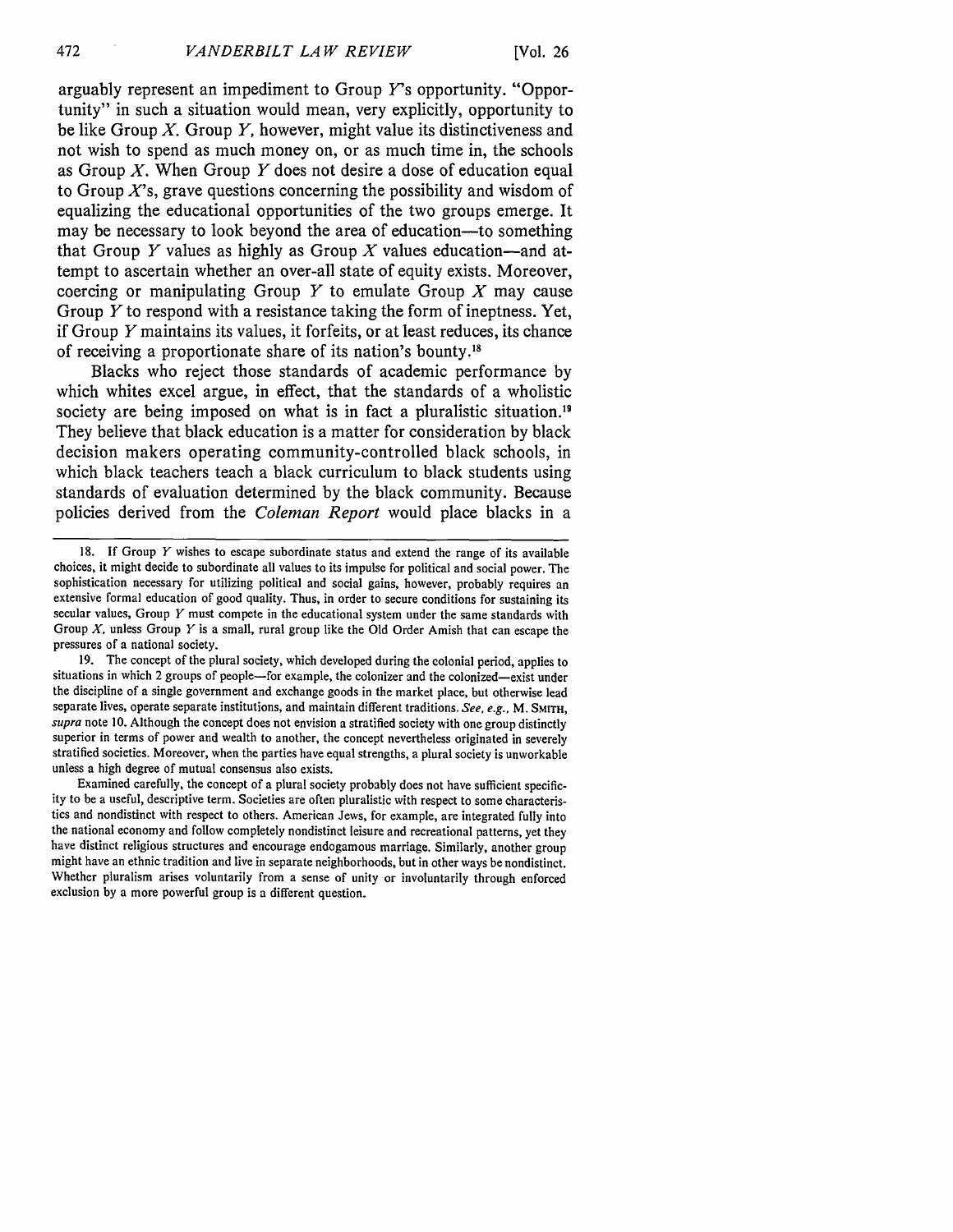arguably represent an impediment to Group *Y*'s opportunity. "Opportunity" in such a situation would mean, very explicitly, opportunity to be like Group *X*. Group *Y*, however, might value its distinctiveness and not wish to spend as much money on, or as much time in, the schools as Group *X*. When Group *Y* does not desire a dose of education equal to Group *X*'s, grave questions concerning the possibility and wisdom of equalizing the educational opportunities of the two groups emerge. It may be necessary to look beyond the area of education—to something that Group *Y* values as highly as Group *X* values education—and attempt to ascertain whether an over-all state of equity exists. Moreover, coercing or manipulating Group *Y* to emulate Group *X* may cause Group *Y* to respond with a resistance taking the form of ineptness. Yet, if Group *Y* maintains its values, it forfeits, or at least reduces, its chance of receiving a proportionate share of its nation's bounty.[18]

Blacks who reject those standards of academic performance by which whites excel argue, in effect, that the standards of a wholistic society are being imposed on what is in fact a pluralistic situation.[19] They believe that black education is a matter for consideration by black decision makers operating community-controlled black schools, in which black teachers teach a black curriculum to black students using standards of evaluation determined by the black community. Because policies derived from the *Coleman Report* would place blacks in a

---

18. If Group *Y* wishes to escape subordinate status and extend the range of its available choices, it might decide to subordinate all values to its impulse for political and social power. The sophistication necessary for utilizing political and social gains, however, probably requires an extensive formal education of good quality. Thus, in order to secure conditions for sustaining its secular values, Group *Y* must compete in the educational system under the same standards with Group *X*, unless Group *Y* is a small, rural group like the Old Order Amish that can escape the pressures of a national society.

19. The concept of the plural society, which developed during the colonial period, applies to situations in which 2 groups of people—for example, the colonizer and the colonized—exist under the discipline of a single government and exchange goods in the market place, but otherwise lead separate lives, operate separate institutions, and maintain different traditions. *See, e.g.*, M. SMITH, *supra* note 10. Although the concept does not envision a stratified society with one group distinctly superior in terms of power and wealth to another, the concept nevertheless originated in severely stratified societies. Moreover, when the parties have equal strengths, a plural society is unworkable unless a high degree of mutual consensus also exists.

Examined carefully, the concept of a plural society probably does not have sufficient specificity to be a useful, descriptive term. Societies are often pluralistic with respect to some characteristics and nondistinct with respect to others. American Jews, for example, are integrated fully into the national economy and follow completely nondistinct leisure and recreational patterns, yet they have distinct religious structures and encourage endogamous marriage. Similarly, another group might have an ethnic tradition and live in separate neighborhoods, but in other ways be nondistinct. Whether pluralism arises voluntarily from a sense of unity or involuntarily through enforced exclusion by a more powerful group is a different question.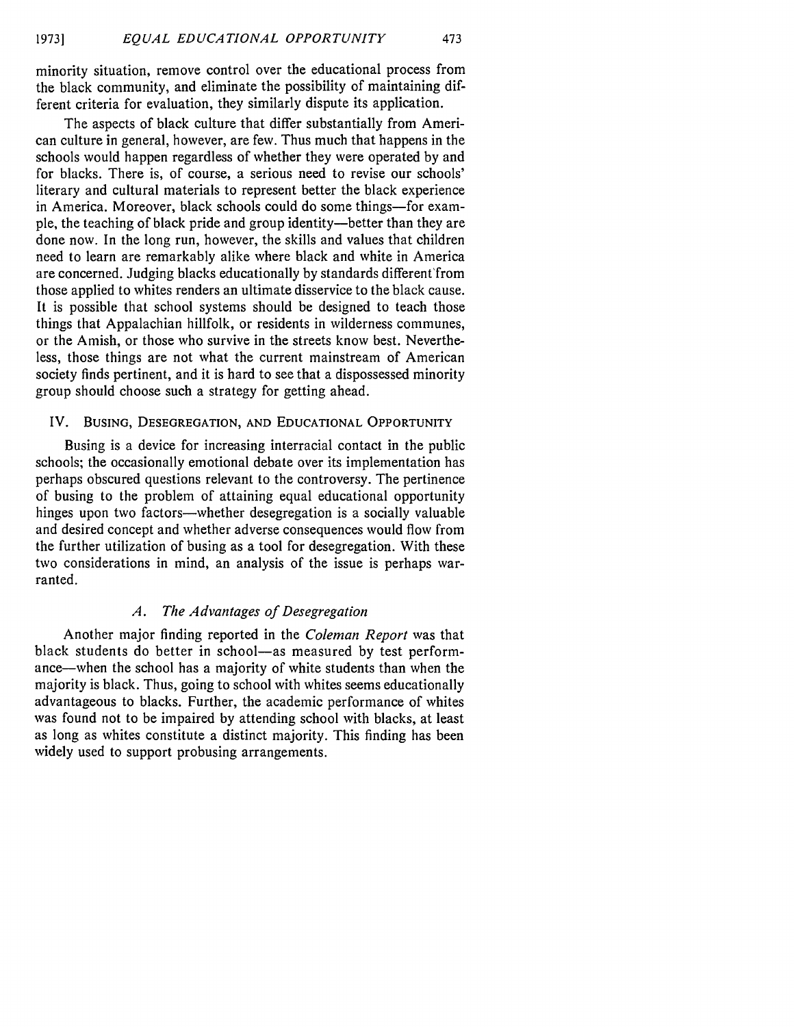minority situation, remove control over the educational process from the black community, and eliminate the possibility of maintaining different criteria for evaluation, they similarly dispute its application.

The aspects of black culture that differ substantially from American culture in general, however, are few. Thus much that happens in the schools would happen regardless of whether they were operated by and for blacks. There is, of course, a serious need to revise our schools' literary and cultural materials to represent better the black experience in America. Moreover, black schools could do some things—for example, the teaching of black pride and group identity—better than they are done now. In the long run, however, the skills and values that children need to learn are remarkably alike where black and white in America are concerned. Judging blacks educationally by standards different from those applied to whites renders an ultimate disservice to the black cause. It is possible that school systems should be designed to teach those things that Appalachian hillfolk, or residents in wilderness communes, or the Amish, or those who survive in the streets know best. Nevertheless, those things are not what the current mainstream of American society finds pertinent, and it is hard to see that a dispossessed minority group should choose such a strategy for getting ahead.

## IV. Busing, Desegregation, and Educational Opportunity

Busing is a device for increasing interracial contact in the public schools; the occasionally emotional debate over its implementation has perhaps obscured questions relevant to the controversy. The pertinence of busing to the problem of attaining equal educational opportunity hinges upon two factors—whether desegregation is a socially valuable and desired concept and whether adverse consequences would flow from the further utilization of busing as a tool for desegregation. With these two considerations in mind, an analysis of the issue is perhaps warranted.

### *A. The Advantages of Desegregation*

Another major finding reported in the *Coleman Report* was that black students do better in school—as measured by test performance—when the school has a majority of white students than when the majority is black. Thus, going to school with whites seems educationally advantageous to blacks. Further, the academic performance of whites was found not to be impaired by attending school with blacks, at least as long as whites constitute a distinct majority. This finding has been widely used to support probusing arrangements.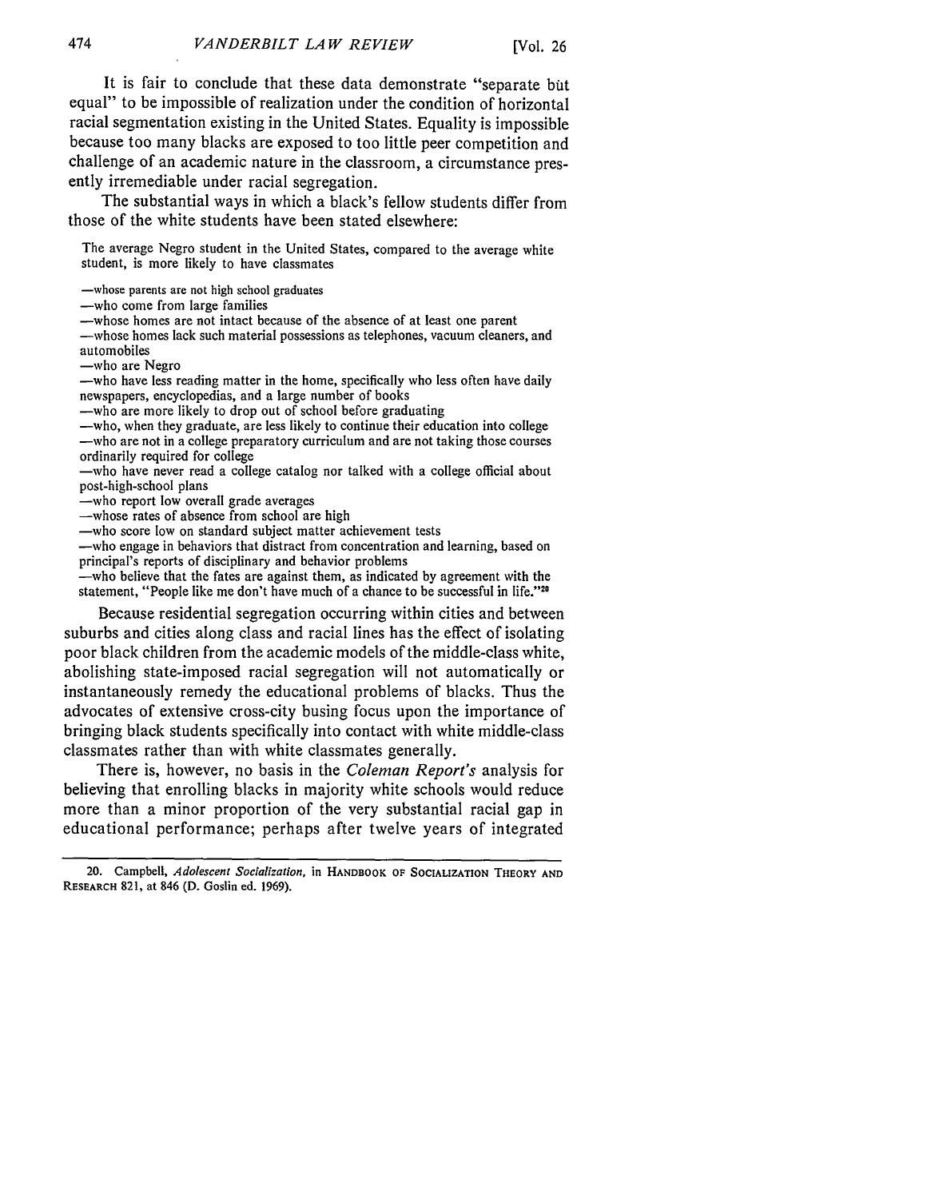It is fair to conclude that these data demonstrate "separate but equal" to be impossible of realization under the condition of horizontal racial segmentation existing in the United States. Equality is impossible because too many blacks are exposed to too little peer competition and challenge of an academic nature in the classroom, a circumstance presently irremediable under racial segregation.

The substantial ways in which a black's fellow students differ from those of the white students have been stated elsewhere:

> The average Negro student in the United States, compared to the average white student, is more likely to have classmates
>
> —whose parents are not high school graduates
> —who come from large families
> —whose homes are not intact because of the absence of at least one parent
> —whose homes lack such material possessions as telephones, vacuum cleaners, and automobiles
> —who are Negro
> —who have less reading matter in the home, specifically who less often have daily newspapers, encyclopedias, and a large number of books
> —who are more likely to drop out of school before graduating
> —who, when they graduate, are less likely to continue their education into college
> —who are not in a college preparatory curriculum and are not taking those courses ordinarily required for college
> —who have never read a college catalog nor talked with a college official about post-high-school plans
> —who report low overall grade averages
> —whose rates of absence from school are high
> —who score low on standard subject matter achievement tests
> —who engage in behaviors that distract from concentration and learning, based on principal's reports of disciplinary and behavior problems
> —who believe that the fates are against them, as indicated by agreement with the statement, "People like me don't have much of a chance to be successful in life."[20]

Because residential segregation occurring within cities and between suburbs and cities along class and racial lines has the effect of isolating poor black children from the academic models of the middle-class white, abolishing state-imposed racial segregation will not automatically or instantaneously remedy the educational problems of blacks. Thus the advocates of extensive cross-city busing focus upon the importance of bringing black students specifically into contact with white middle-class classmates rather than with white classmates generally.

There is, however, no basis in the *Coleman Report's* analysis for believing that enrolling blacks in majority white schools would reduce more than a minor proportion of the very substantial racial gap in educational performance; perhaps after twelve years of integrated

---

20. Campbell, *Adolescent Socialization*, in HANDBOOK OF SOCIALIZATION THEORY AND RESEARCH 821, at 846 (D. Goslin ed. 1969).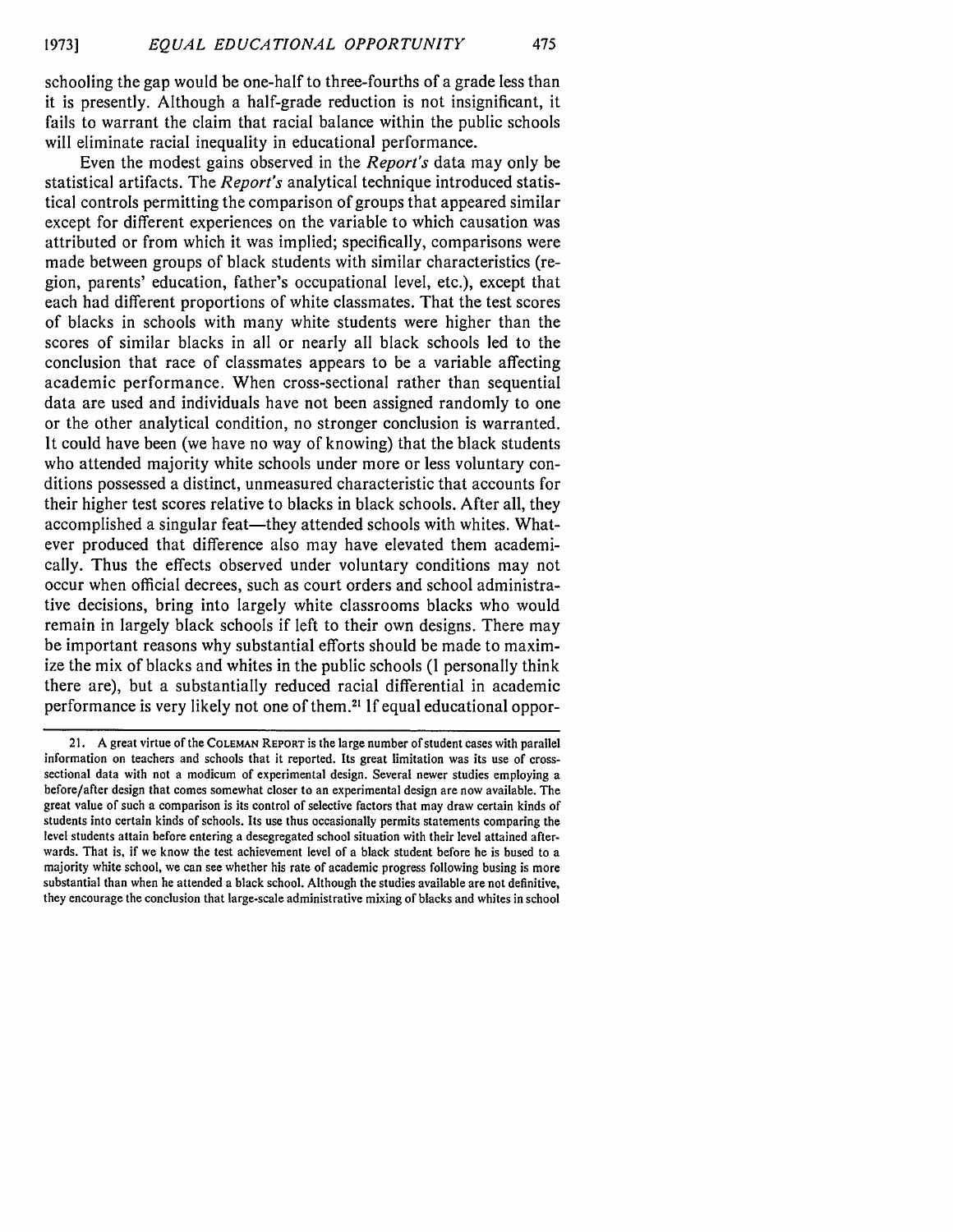schooling the gap would be one-half to three-fourths of a grade less than it is presently. Although a half-grade reduction is not insignificant, it fails to warrant the claim that racial balance within the public schools will eliminate racial inequality in educational performance.

Even the modest gains observed in the *Report's* data may only be statistical artifacts. The *Report's* analytical technique introduced statistical controls permitting the comparison of groups that appeared similar except for different experiences on the variable to which causation was attributed or from which it was implied; specifically, comparisons were made between groups of black students with similar characteristics (region, parents' education, father's occupational level, etc.), except that each had different proportions of white classmates. That the test scores of blacks in schools with many white students were higher than the scores of similar blacks in all or nearly all black schools led to the conclusion that race of classmates appears to be a variable affecting academic performance. When cross-sectional rather than sequential data are used and individuals have not been assigned randomly to one or the other analytical condition, no stronger conclusion is warranted. It could have been (we have no way of knowing) that the black students who attended majority white schools under more or less voluntary conditions possessed a distinct, unmeasured characteristic that accounts for their higher test scores relative to blacks in black schools. After all, they accomplished a singular feat—they attended schools with whites. Whatever produced that difference also may have elevated them academically. Thus the effects observed under voluntary conditions may not occur when official decrees, such as court orders and school administrative decisions, bring into largely white classrooms blacks who would remain in largely black schools if left to their own designs. There may be important reasons why substantial efforts should be made to maximize the mix of blacks and whites in the public schools (I personally think there are), but a substantially reduced racial differential in academic performance is very likely not one of them.[21] If equal educational oppor-

---

21. A great virtue of the COLEMAN REPORT is the large number of student cases with parallel information on teachers and schools that it reported. Its great limitation was its use of cross-sectional data with not a modicum of experimental design. Several newer studies employing a before/after design that comes somewhat closer to an experimental design are now available. The great value of such a comparison is its control of selective factors that may draw certain kinds of students into certain kinds of schools. Its use thus occasionally permits statements comparing the level students attain before entering a desegregated school situation with their level attained afterwards. That is, if we know the test achievement level of a black student before he is bused to a majority white school, we can see whether his rate of academic progress following busing is more substantial than when he attended a black school. Although the studies available are not definitive, they encourage the conclusion that large-scale administrative mixing of blacks and whites in school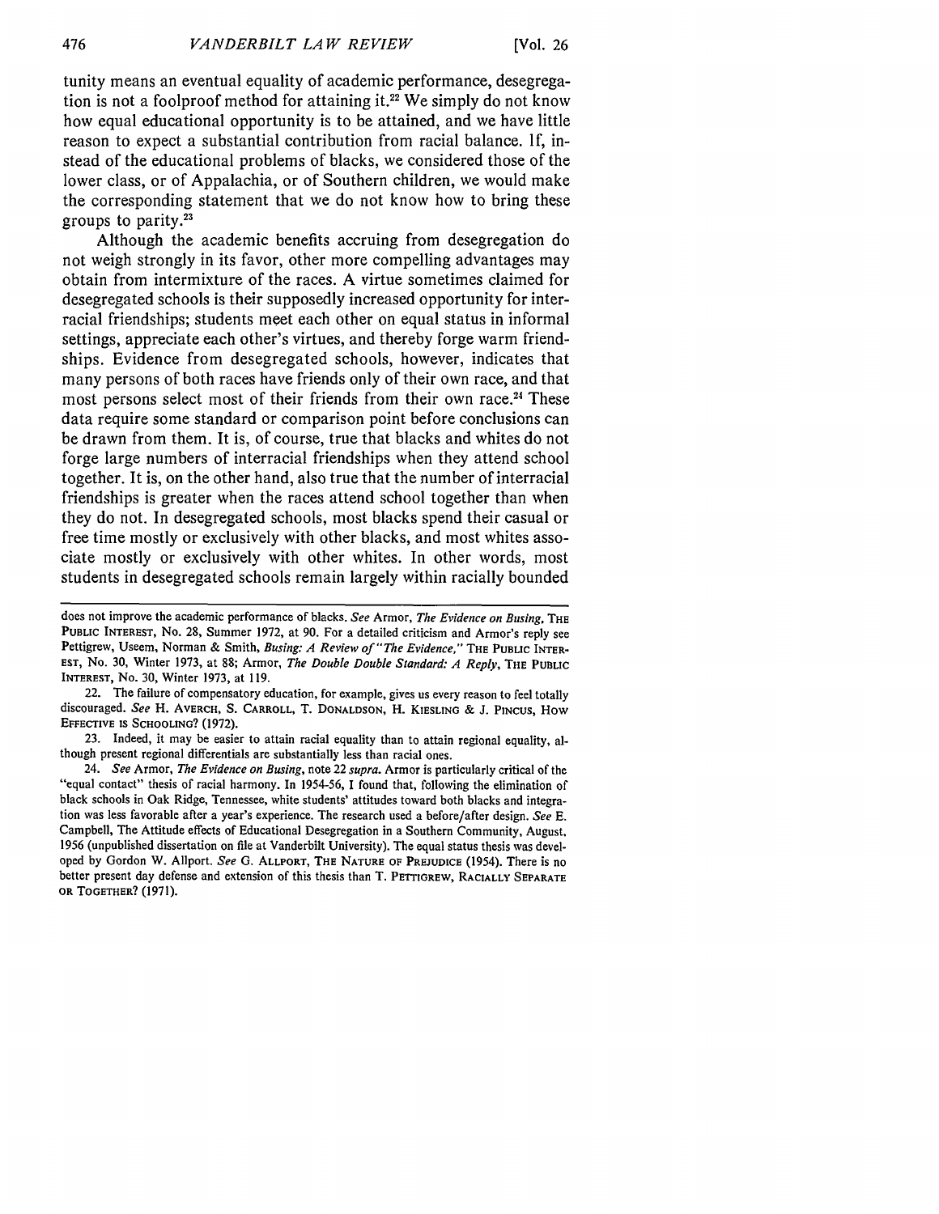tunity means an eventual equality of academic performance, desegregation is not a foolproof method for attaining it.[22] We simply do not know how equal educational opportunity is to be attained, and we have little reason to expect a substantial contribution from racial balance. If, instead of the educational problems of blacks, we considered those of the lower class, or of Appalachia, or of Southern children, we would make the corresponding statement that we do not know how to bring these groups to parity.[23]

Although the academic benefits accruing from desegregation do not weigh strongly in its favor, other more compelling advantages may obtain from intermixture of the races. A virtue sometimes claimed for desegregated schools is their supposedly increased opportunity for interracial friendships; students meet each other on equal status in informal settings, appreciate each other's virtues, and thereby forge warm friendships. Evidence from desegregated schools, however, indicates that many persons of both races have friends only of their own race, and that most persons select most of their friends from their own race.[24] These data require some standard or comparison point before conclusions can be drawn from them. It is, of course, true that blacks and whites do not forge large numbers of interracial friendships when they attend school together. It is, on the other hand, also true that the number of interracial friendships is greater when the races attend school together than when they do not. In desegregated schools, most blacks spend their casual or free time mostly or exclusively with other blacks, and most whites associate mostly or exclusively with other whites. In other words, most students in desegregated schools remain largely within racially bounded

---

does not improve the academic performance of blacks. *See* Armor, *The Evidence on Busing*, THE PUBLIC INTEREST, No. 28, Summer 1972, at 90. For a detailed criticism and Armor's reply see Pettigrew, Useem, Norman & Smith, *Busing: A Review of "The Evidence,"* THE PUBLIC INTEREST, No. 30, Winter 1973, at 88; Armor, *The Double Double Standard: A Reply*, THE PUBLIC INTEREST, No. 30, Winter 1973, at 119.

22. The failure of compensatory education, for example, gives us every reason to feel totally discouraged. *See* H. AVERCH, S. CARROLL, T. DONALDSON, H. KIESLING & J. PINCUS, HOW EFFECTIVE IS SCHOOLING? (1972).

23. Indeed, it may be easier to attain racial equality than to attain regional equality, although present regional differentials are substantially less than racial ones.

24. *See* Armor, *The Evidence on Busing*, note 22 *supra*. Armor is particularly critical of the "equal contact" thesis of racial harmony. In 1954-56, I found that, following the elimination of black schools in Oak Ridge, Tennessee, white students' attitudes toward both blacks and integration was less favorable after a year's experience. The research used a before/after design. *See* E. Campbell, The Attitude effects of Educational Desegregation in a Southern Community, August, 1956 (unpublished dissertation on file at Vanderbilt University). The equal status thesis was developed by Gordon W. Allport. *See* G. ALLPORT, THE NATURE OF PREJUDICE (1954). There is no better present day defense and extension of this thesis than T. PETTIGREW, RACIALLY SEPARATE OR TOGETHER? (1971).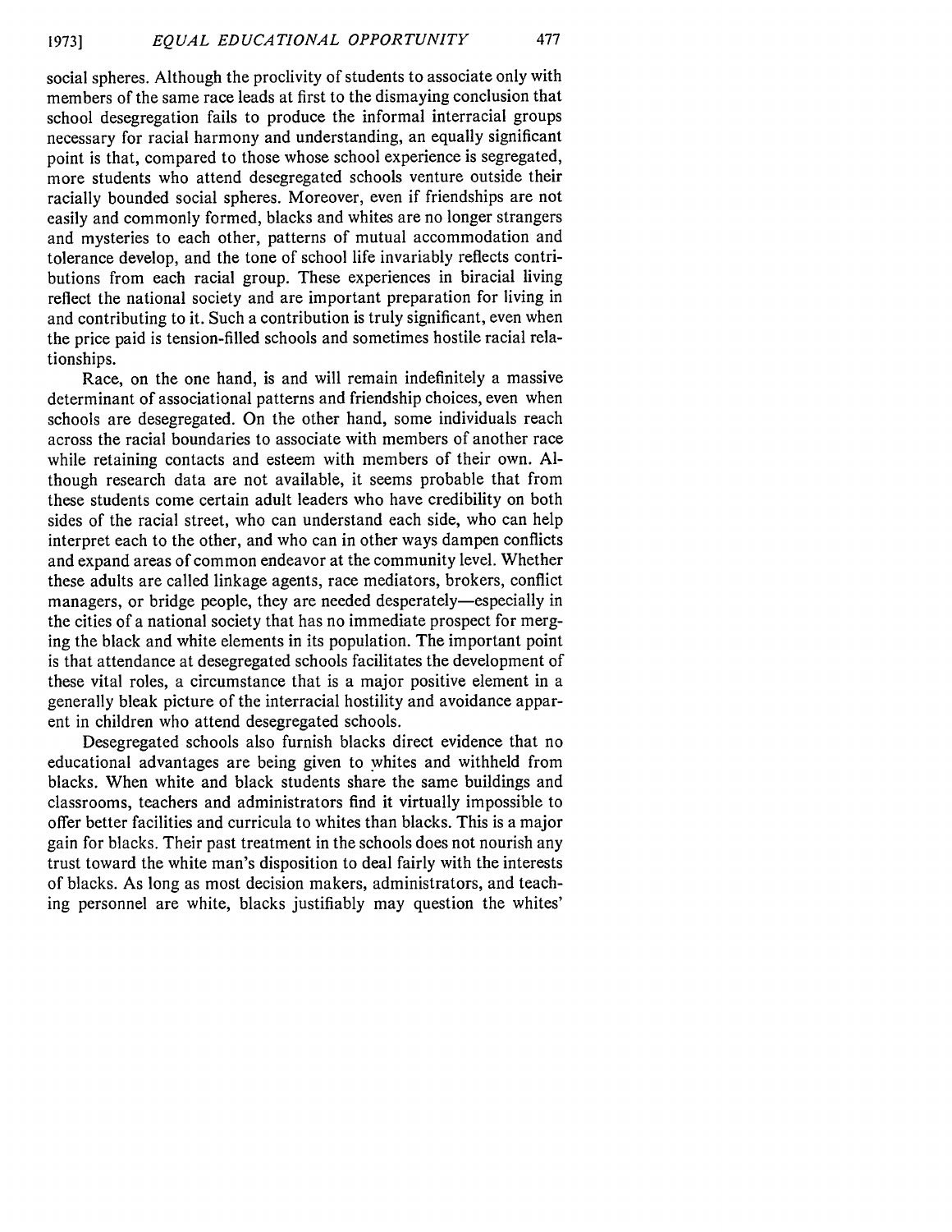social spheres. Although the proclivity of students to associate only with members of the same race leads at first to the dismaying conclusion that school desegregation fails to produce the informal interracial groups necessary for racial harmony and understanding, an equally significant point is that, compared to those whose school experience is segregated, more students who attend desegregated schools venture outside their racially bounded social spheres. Moreover, even if friendships are not easily and commonly formed, blacks and whites are no longer strangers and mysteries to each other, patterns of mutual accommodation and tolerance develop, and the tone of school life invariably reflects contributions from each racial group. These experiences in biracial living reflect the national society and are important preparation for living in and contributing to it. Such a contribution is truly significant, even when the price paid is tension-filled schools and sometimes hostile racial relationships.

Race, on the one hand, is and will remain indefinitely a massive determinant of associational patterns and friendship choices, even when schools are desegregated. On the other hand, some individuals reach across the racial boundaries to associate with members of another race while retaining contacts and esteem with members of their own. Although research data are not available, it seems probable that from these students come certain adult leaders who have credibility on both sides of the racial street, who can understand each side, who can help interpret each to the other, and who can in other ways dampen conflicts and expand areas of common endeavor at the community level. Whether these adults are called linkage agents, race mediators, brokers, conflict managers, or bridge people, they are needed desperately—especially in the cities of a national society that has no immediate prospect for merging the black and white elements in its population. The important point is that attendance at desegregated schools facilitates the development of these vital roles, a circumstance that is a major positive element in a generally bleak picture of the interracial hostility and avoidance apparent in children who attend desegregated schools.

Desegregated schools also furnish blacks direct evidence that no educational advantages are being given to whites and withheld from blacks. When white and black students share the same buildings and classrooms, teachers and administrators find it virtually impossible to offer better facilities and curricula to whites than blacks. This is a major gain for blacks. Their past treatment in the schools does not nourish any trust toward the white man's disposition to deal fairly with the interests of blacks. As long as most decision makers, administrators, and teaching personnel are white, blacks justifiably may question the whites'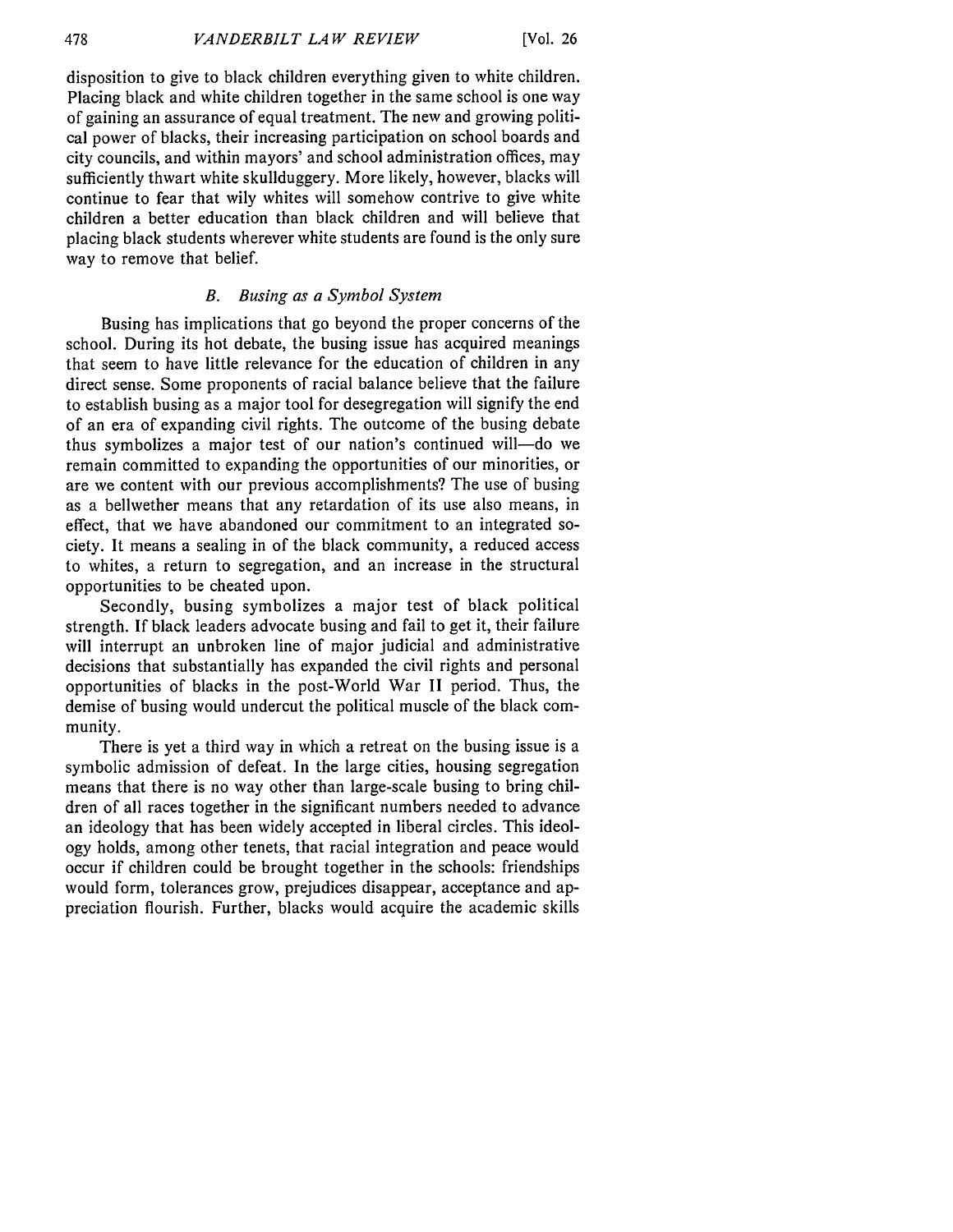disposition to give to black children everything given to white children. Placing black and white children together in the same school is one way of gaining an assurance of equal treatment. The new and growing political power of blacks, their increasing participation on school boards and city councils, and within mayors' and school administration offices, may sufficiently thwart white skullduggery. More likely, however, blacks will continue to fear that wily whites will somehow contrive to give white children a better education than black children and will believe that placing black students wherever white students are found is the only sure way to remove that belief.

### *B. Busing as a Symbol System*

Busing has implications that go beyond the proper concerns of the school. During its hot debate, the busing issue has acquired meanings that seem to have little relevance for the education of children in any direct sense. Some proponents of racial balance believe that the failure to establish busing as a major tool for desegregation will signify the end of an era of expanding civil rights. The outcome of the busing debate thus symbolizes a major test of our nation's continued will—do we remain committed to expanding the opportunities of our minorities, or are we content with our previous accomplishments? The use of busing as a bellwether means that any retardation of its use also means, in effect, that we have abandoned our commitment to an integrated society. It means a sealing in of the black community, a reduced access to whites, a return to segregation, and an increase in the structural opportunities to be cheated upon.

Secondly, busing symbolizes a major test of black political strength. If black leaders advocate busing and fail to get it, their failure will interrupt an unbroken line of major judicial and administrative decisions that substantially has expanded the civil rights and personal opportunities of blacks in the post-World War II period. Thus, the demise of busing would undercut the political muscle of the black community.

There is yet a third way in which a retreat on the busing issue is a symbolic admission of defeat. In the large cities, housing segregation means that there is no way other than large-scale busing to bring children of all races together in the significant numbers needed to advance an ideology that has been widely accepted in liberal circles. This ideology holds, among other tenets, that racial integration and peace would occur if children could be brought together in the schools: friendships would form, tolerances grow, prejudices disappear, acceptance and appreciation flourish. Further, blacks would acquire the academic skills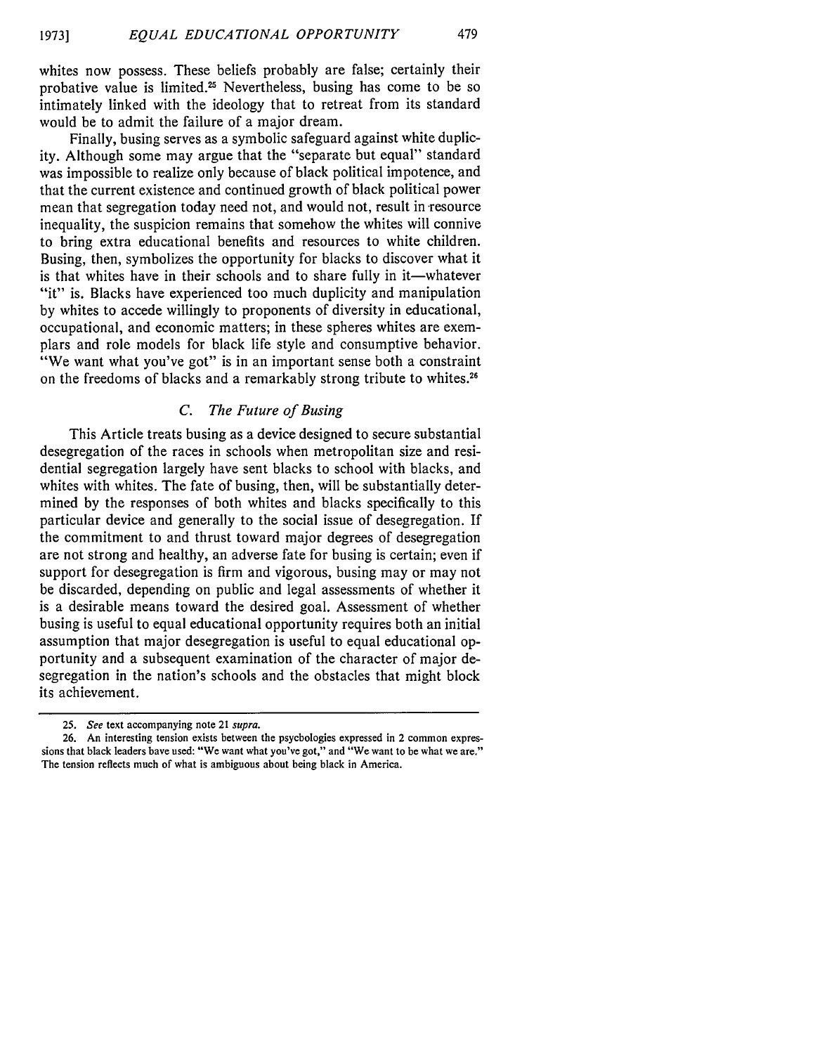whites now possess. These beliefs probably are false; certainly their probative value is limited.[25] Nevertheless, busing has come to be so intimately linked with the ideology that to retreat from its standard would be to admit the failure of a major dream.

Finally, busing serves as a symbolic safeguard against white duplicity. Although some may argue that the "separate but equal" standard was impossible to realize only because of black political impotence, and that the current existence and continued growth of black political power mean that segregation today need not, and would not, result in resource inequality, the suspicion remains that somehow the whites will connive to bring extra educational benefits and resources to white children. Busing, then, symbolizes the opportunity for blacks to discover what it is that whites have in their schools and to share fully in it—whatever "it" is. Blacks have experienced too much duplicity and manipulation by whites to accede willingly to proponents of diversity in educational, occupational, and economic matters; in these spheres whites are exemplars and role models for black life style and consumptive behavior. "We want what you've got" is in an important sense both a constraint on the freedoms of blacks and a remarkably strong tribute to whites.[26]

### *C. The Future of Busing*

This Article treats busing as a device designed to secure substantial desegregation of the races in schools when metropolitan size and residential segregation largely have sent blacks to school with blacks, and whites with whites. The fate of busing, then, will be substantially determined by the responses of both whites and blacks specifically to this particular device and generally to the social issue of desegregation. If the commitment to and thrust toward major degrees of desegregation are not strong and healthy, an adverse fate for busing is certain; even if support for desegregation is firm and vigorous, busing may or may not be discarded, depending on public and legal assessments of whether it is a desirable means toward the desired goal. Assessment of whether busing is useful to equal educational opportunity requires both an initial assumption that major desegregation is useful to equal educational opportunity and a subsequent examination of the character of major desegregation in the nation's schools and the obstacles that might block its achievement.

---

25. *See* text accompanying note 21 *supra*.

26. An interesting tension exists between the psychologies expressed in 2 common expressions that black leaders have used: "We want what you've got," and "We want to be what we are." The tension reflects much of what is ambiguous about being black in America.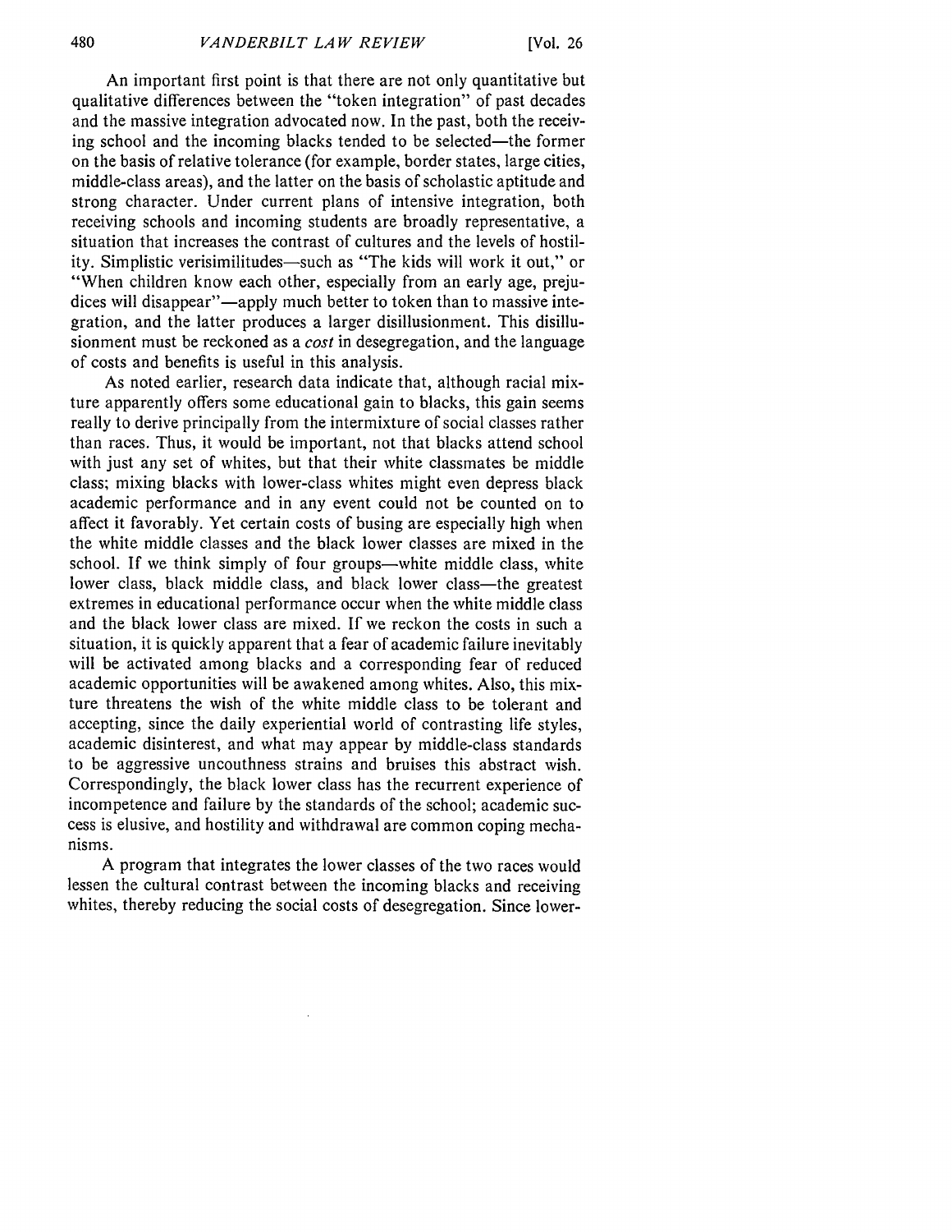An important first point is that there are not only quantitative but qualitative differences between the "token integration" of past decades and the massive integration advocated now. In the past, both the receiving school and the incoming blacks tended to be selected—the former on the basis of relative tolerance (for example, border states, large cities, middle-class areas), and the latter on the basis of scholastic aptitude and strong character. Under current plans of intensive integration, both receiving schools and incoming students are broadly representative, a situation that increases the contrast of cultures and the levels of hostility. Simplistic verisimilitudes—such as "The kids will work it out," or "When children know each other, especially from an early age, prejudices will disappear"—apply much better to token than to massive integration, and the latter produces a larger disillusionment. This disillusionment must be reckoned as a *cost* in desegregation, and the language of costs and benefits is useful in this analysis.

As noted earlier, research data indicate that, although racial mixture apparently offers some educational gain to blacks, this gain seems really to derive principally from the intermixture of social classes rather than races. Thus, it would be important, not that blacks attend school with just any set of whites, but that their white classmates be middle class; mixing blacks with lower-class whites might even depress black academic performance and in any event could not be counted on to affect it favorably. Yet certain costs of busing are especially high when the white middle classes and the black lower classes are mixed in the school. If we think simply of four groups—white middle class, white lower class, black middle class, and black lower class—the greatest extremes in educational performance occur when the white middle class and the black lower class are mixed. If we reckon the costs in such a situation, it is quickly apparent that a fear of academic failure inevitably will be activated among blacks and a corresponding fear of reduced academic opportunities will be awakened among whites. Also, this mixture threatens the wish of the white middle class to be tolerant and accepting, since the daily experiential world of contrasting life styles, academic disinterest, and what may appear by middle-class standards to be aggressive uncouthness strains and bruises this abstract wish. Correspondingly, the black lower class has the recurrent experience of incompetence and failure by the standards of the school; academic success is elusive, and hostility and withdrawal are common coping mechanisms.

A program that integrates the lower classes of the two races would lessen the cultural contrast between the incoming blacks and receiving whites, thereby reducing the social costs of desegregation. Since lower-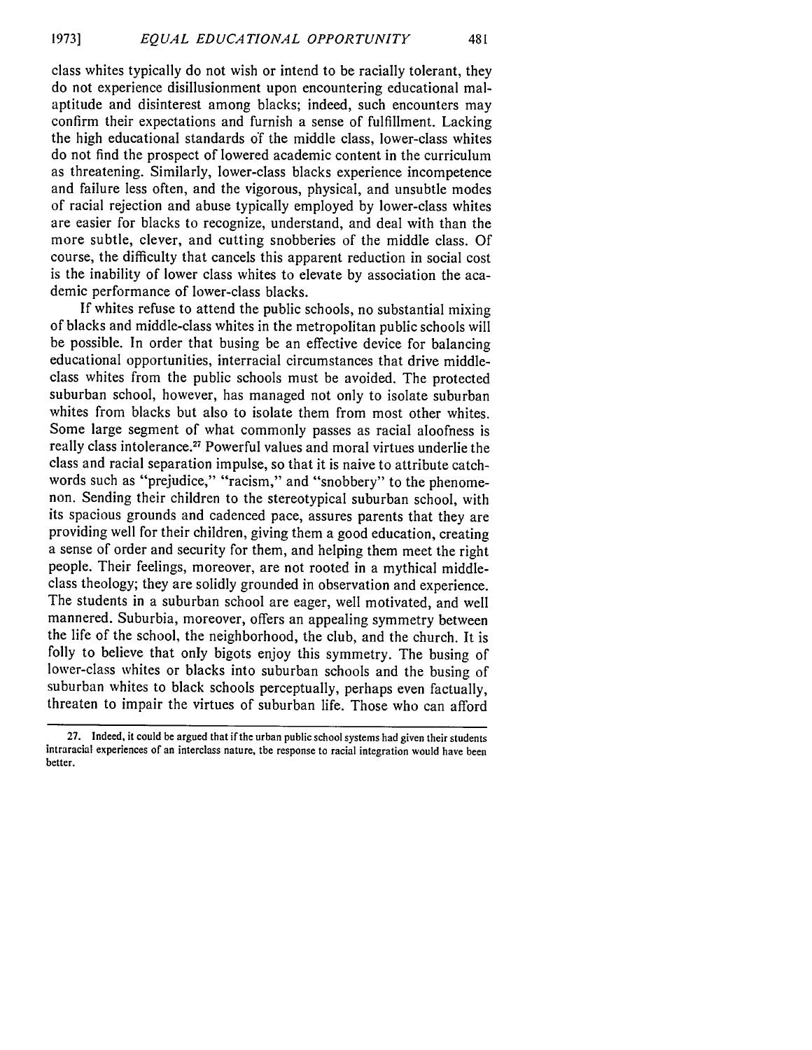class whites typically do not wish or intend to be racially tolerant, they do not experience disillusionment upon encountering educational malaptitude and disinterest among blacks; indeed, such encounters may confirm their expectations and furnish a sense of fulfillment. Lacking the high educational standards of the middle class, lower-class whites do not find the prospect of lowered academic content in the curriculum as threatening. Similarly, lower-class blacks experience incompetence and failure less often, and the vigorous, physical, and unsubtle modes of racial rejection and abuse typically employed by lower-class whites are easier for blacks to recognize, understand, and deal with than the more subtle, clever, and cutting snobberies of the middle class. Of course, the difficulty that cancels this apparent reduction in social cost is the inability of lower class whites to elevate by association the academic performance of lower-class blacks.

If whites refuse to attend the public schools, no substantial mixing of blacks and middle-class whites in the metropolitan public schools will be possible. In order that busing be an effective device for balancing educational opportunities, interracial circumstances that drive middle-class whites from the public schools must be avoided. The protected suburban school, however, has managed not only to isolate suburban whites from blacks but also to isolate them from most other whites. Some large segment of what commonly passes as racial aloofness is really class intolerance.[27] Powerful values and moral virtues underlie the class and racial separation impulse, so that it is naive to attribute catchwords such as "prejudice," "racism," and "snobbery" to the phenomenon. Sending their children to the stereotypical suburban school, with its spacious grounds and cadenced pace, assures parents that they are providing well for their children, giving them a good education, creating a sense of order and security for them, and helping them meet the right people. Their feelings, moreover, are not rooted in a mythical middle-class theology; they are solidly grounded in observation and experience. The students in a suburban school are eager, well motivated, and well mannered. Suburbia, moreover, offers an appealing symmetry between the life of the school, the neighborhood, the club, and the church. It is folly to believe that only bigots enjoy this symmetry. The busing of lower-class whites or blacks into suburban schools and the busing of suburban whites to black schools perceptually, perhaps even factually, threaten to impair the virtues of suburban life. Those who can afford

27. Indeed, it could be argued that if the urban public school systems had given their students intraracial experiences of an interclass nature, the response to racial integration would have been better.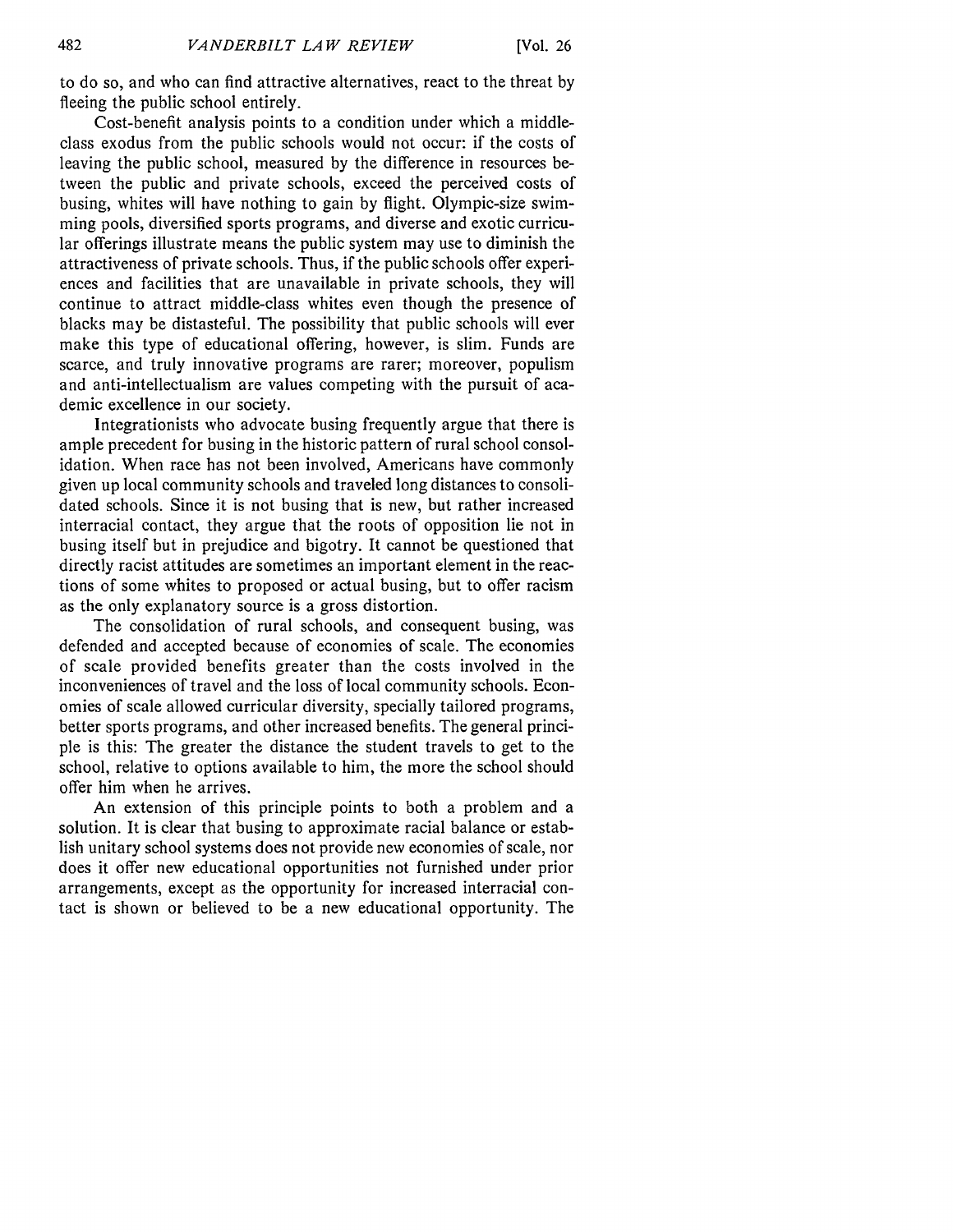to do so, and who can find attractive alternatives, react to the threat by fleeing the public school entirely.

Cost-benefit analysis points to a condition under which a middle-class exodus from the public schools would not occur: if the costs of leaving the public school, measured by the difference in resources between the public and private schools, exceed the perceived costs of busing, whites will have nothing to gain by flight. Olympic-size swimming pools, diversified sports programs, and diverse and exotic curricular offerings illustrate means the public system may use to diminish the attractiveness of private schools. Thus, if the public schools offer experiences and facilities that are unavailable in private schools, they will continue to attract middle-class whites even though the presence of blacks may be distasteful. The possibility that public schools will ever make this type of educational offering, however, is slim. Funds are scarce, and truly innovative programs are rarer; moreover, populism and anti-intellectualism are values competing with the pursuit of academic excellence in our society.

Integrationists who advocate busing frequently argue that there is ample precedent for busing in the historic pattern of rural school consolidation. When race has not been involved, Americans have commonly given up local community schools and traveled long distances to consolidated schools. Since it is not busing that is new, but rather increased interracial contact, they argue that the roots of opposition lie not in busing itself but in prejudice and bigotry. It cannot be questioned that directly racist attitudes are sometimes an important element in the reactions of some whites to proposed or actual busing, but to offer racism as the only explanatory source is a gross distortion.

The consolidation of rural schools, and consequent busing, was defended and accepted because of economies of scale. The economies of scale provided benefits greater than the costs involved in the inconveniences of travel and the loss of local community schools. Economies of scale allowed curricular diversity, specially tailored programs, better sports programs, and other increased benefits. The general principle is this: The greater the distance the student travels to get to the school, relative to options available to him, the more the school should offer him when he arrives.

An extension of this principle points to both a problem and a solution. It is clear that busing to approximate racial balance or establish unitary school systems does not provide new economies of scale, nor does it offer new educational opportunities not furnished under prior arrangements, except as the opportunity for increased interracial contact is shown or believed to be a new educational opportunity. The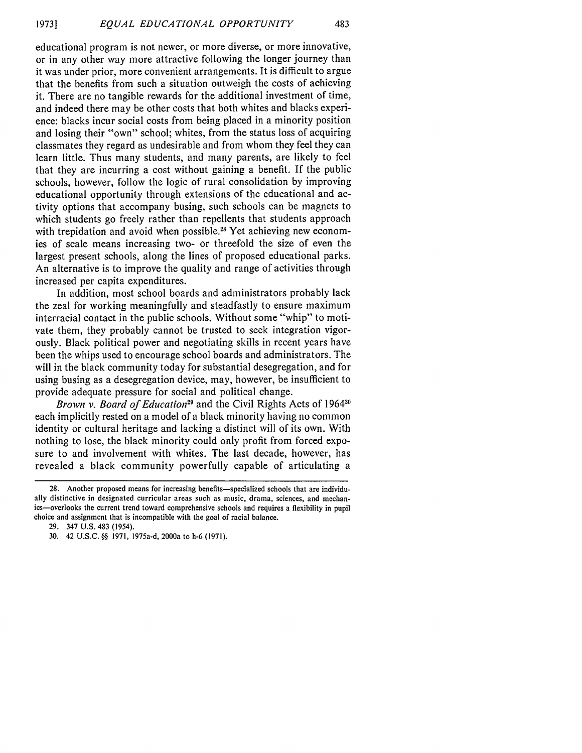educational program is not newer, or more diverse, or more innovative, or in any other way more attractive following the longer journey than it was under prior, more convenient arrangements. It is difficult to argue that the benefits from such a situation outweigh the costs of achieving it. There are no tangible rewards for the additional investment of time, and indeed there may be other costs that both whites and blacks experience: blacks incur social costs from being placed in a minority position and losing their "own" school; whites, from the status loss of acquiring classmates they regard as undesirable and from whom they feel they can learn little. Thus many students, and many parents, are likely to feel that they are incurring a cost without gaining a benefit. If the public schools, however, follow the logic of rural consolidation by improving educational opportunity through extensions of the educational and activity options that accompany busing, such schools can be magnets to which students go freely rather than repellents that students approach with trepidation and avoid when possible.[28] Yet achieving new economies of scale means increasing two- or threefold the size of even the largest present schools, along the lines of proposed educational parks. An alternative is to improve the quality and range of activities through increased per capita expenditures.

In addition, most school boards and administrators probably lack the zeal for working meaningfully and steadfastly to ensure maximum interracial contact in the public schools. Without some "whip" to motivate them, they probably cannot be trusted to seek integration vigorously. Black political power and negotiating skills in recent years have been the whips used to encourage school boards and administrators. The will in the black community today for substantial desegregation, and for using busing as a desegregation device, may, however, be insufficient to provide adequate pressure for social and political change.

*Brown v. Board of Education*[29] and the Civil Rights Acts of 1964[30] each implicitly rested on a model of a black minority having no common identity or cultural heritage and lacking a distinct will of its own. With nothing to lose, the black minority could only profit from forced exposure to and involvement with whites. The last decade, however, has revealed a black community powerfully capable of articulating a

---

28. Another proposed means for increasing benefits—specialized schools that are individually distinctive in designated curricular areas such as music, drama, sciences, and mechanics—overlooks the current trend toward comprehensive schools and requires a flexibility in pupil choice and assignment that is incompatible with the goal of racial balance.

29. 347 U.S. 483 (1954).

30. 42 U.S.C. §§ 1971, 1975a-d, 2000a to h-6 (1971).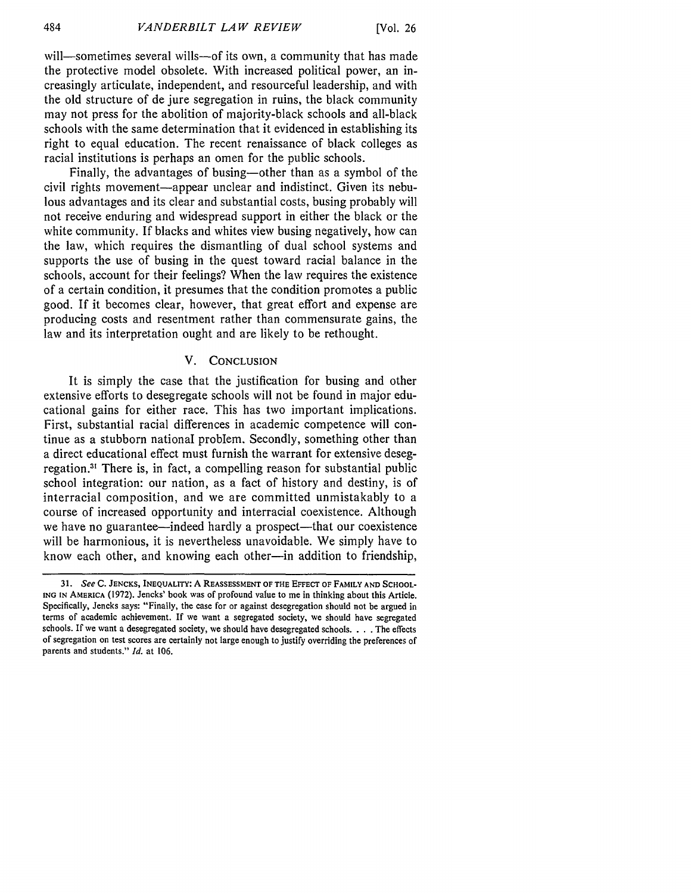will—sometimes several wills—of its own, a community that has made the protective model obsolete. With increased political power, an increasingly articulate, independent, and resourceful leadership, and with the old structure of de jure segregation in ruins, the black community may not press for the abolition of majority-black schools and all-black schools with the same determination that it evidenced in establishing its right to equal education. The recent renaissance of black colleges as racial institutions is perhaps an omen for the public schools.

Finally, the advantages of busing—other than as a symbol of the civil rights movement—appear unclear and indistinct. Given its nebulous advantages and its clear and substantial costs, busing probably will not receive enduring and widespread support in either the black or the white community. If blacks and whites view busing negatively, how can the law, which requires the dismantling of dual school systems and supports the use of busing in the quest toward racial balance in the schools, account for their feelings? When the law requires the existence of a certain condition, it presumes that the condition promotes a public good. If it becomes clear, however, that great effort and expense are producing costs and resentment rather than commensurate gains, the law and its interpretation ought and are likely to be rethought.

## V. Conclusion

It is simply the case that the justification for busing and other extensive efforts to desegregate schools will not be found in major educational gains for either race. This has two important implications. First, substantial racial differences in academic competence will continue as a stubborn national problem. Secondly, something other than a direct educational effect must furnish the warrant for extensive desegregation.[31] There is, in fact, a compelling reason for substantial public school integration: our nation, as a fact of history and destiny, is of interracial composition, and we are committed unmistakably to a course of increased opportunity and interracial coexistence. Although we have no guarantee—indeed hardly a prospect—that our coexistence will be harmonious, it is nevertheless unavoidable. We simply have to know each other, and knowing each other—in addition to friendship,

---

31. *See* C. Jencks, Inequality: A Reassessment of the Effect of Family and Schooling in America (1972). Jencks' book was of profound value to me in thinking about this Article. Specifically, Jencks says: "Finally, the case for or against desegregation should not be argued in terms of academic achievement. If we want a segregated society, we should have segregated schools. If we want a desegregated society, we should have desegregated schools. . . . The effects of segregation on test scores are certainly not large enough to justify overriding the preferences of parents and students." *Id.* at 106.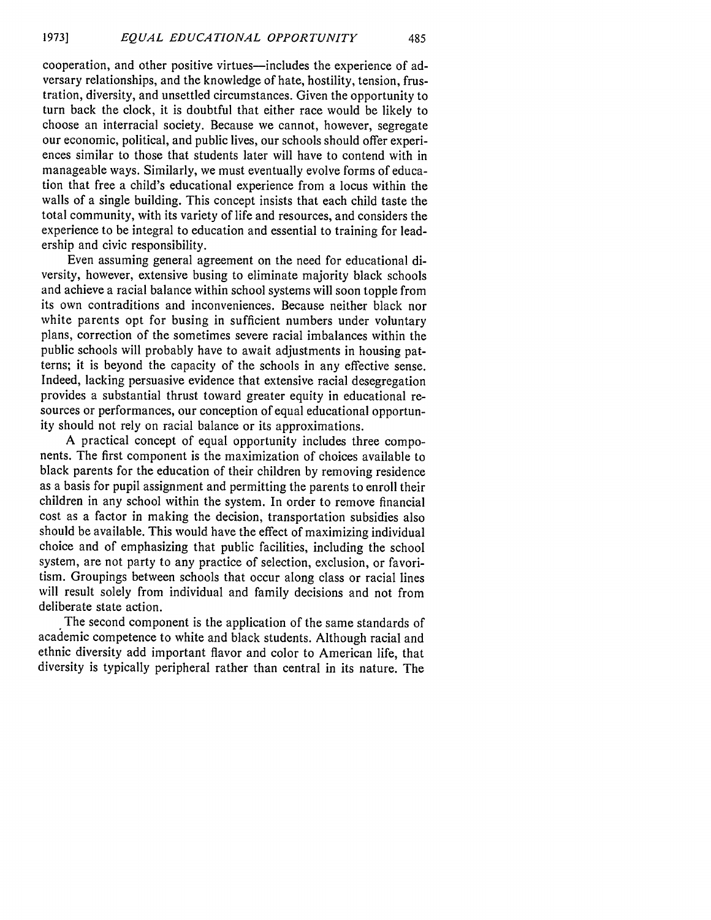cooperation, and other positive virtues—includes the experience of adversary relationships, and the knowledge of hate, hostility, tension, frustration, diversity, and unsettled circumstances. Given the opportunity to turn back the clock, it is doubtful that either race would be likely to choose an interracial society. Because we cannot, however, segregate our economic, political, and public lives, our schools should offer experiences similar to those that students later will have to contend with in manageable ways. Similarly, we must eventually evolve forms of education that free a child's educational experience from a locus within the walls of a single building. This concept insists that each child taste the total community, with its variety of life and resources, and considers the experience to be integral to education and essential to training for leadership and civic responsibility.

Even assuming general agreement on the need for educational diversity, however, extensive busing to eliminate majority black schools and achieve a racial balance within school systems will soon topple from its own contraditions and inconveniences. Because neither black nor white parents opt for busing in sufficient numbers under voluntary plans, correction of the sometimes severe racial imbalances within the public schools will probably have to await adjustments in housing patterns; it is beyond the capacity of the schools in any effective sense. Indeed, lacking persuasive evidence that extensive racial desegregation provides a substantial thrust toward greater equity in educational resources or performances, our conception of equal educational opportunity should not rely on racial balance or its approximations.

A practical concept of equal opportunity includes three components. The first component is the maximization of choices available to black parents for the education of their children by removing residence as a basis for pupil assignment and permitting the parents to enroll their children in any school within the system. In order to remove financial cost as a factor in making the decision, transportation subsidies also should be available. This would have the effect of maximizing individual choice and of emphasizing that public facilities, including the school system, are not party to any practice of selection, exclusion, or favoritism. Groupings between schools that occur along class or racial lines will result solely from individual and family decisions and not from deliberate state action.

The second component is the application of the same standards of academic competence to white and black students. Although racial and ethnic diversity add important flavor and color to American life, that diversity is typically peripheral rather than central in its nature. The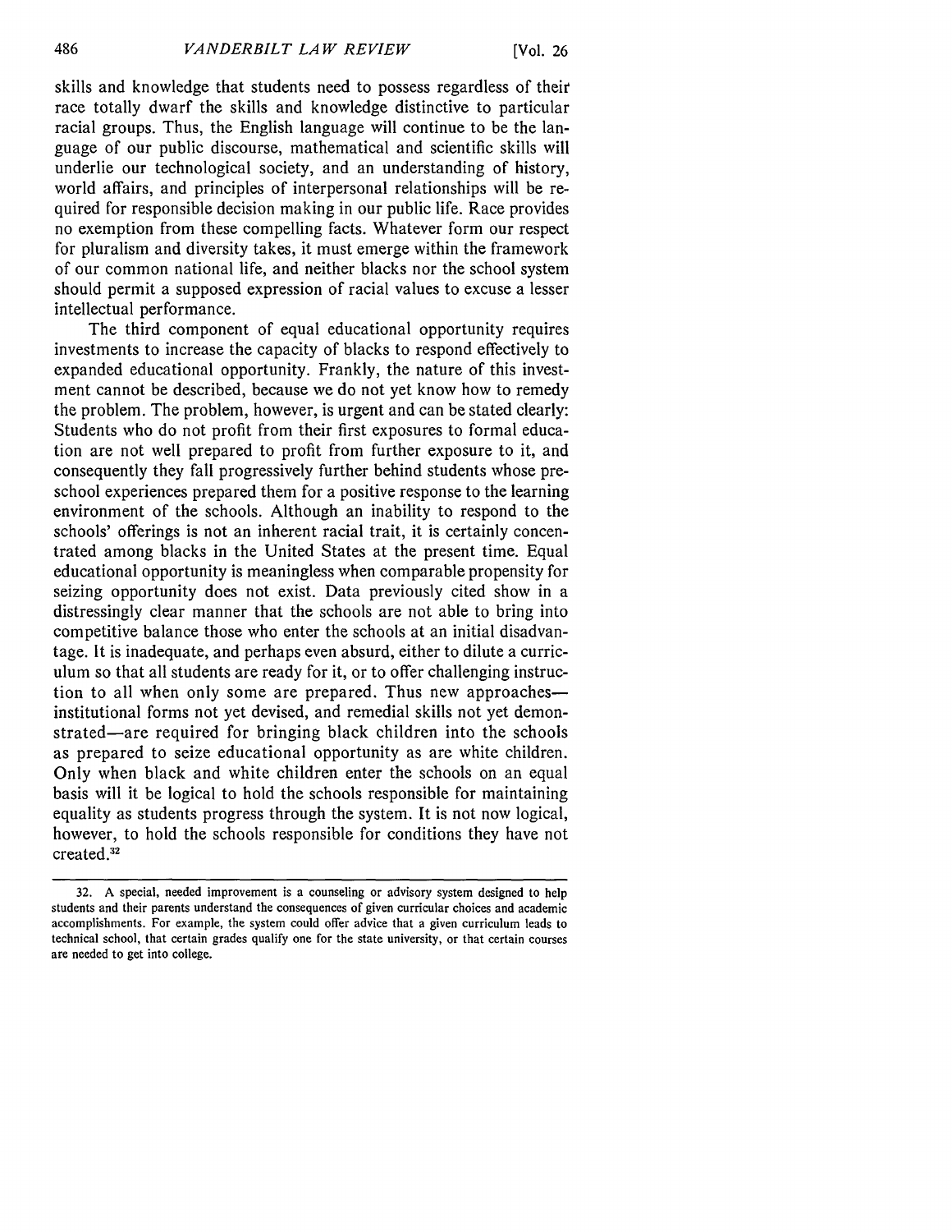skills and knowledge that students need to possess regardless of their race totally dwarf the skills and knowledge distinctive to particular racial groups. Thus, the English language will continue to be the language of our public discourse, mathematical and scientific skills will underlie our technological society, and an understanding of history, world affairs, and principles of interpersonal relationships will be required for responsible decision making in our public life. Race provides no exemption from these compelling facts. Whatever form our respect for pluralism and diversity takes, it must emerge within the framework of our common national life, and neither blacks nor the school system should permit a supposed expression of racial values to excuse a lesser intellectual performance.

The third component of equal educational opportunity requires investments to increase the capacity of blacks to respond effectively to expanded educational opportunity. Frankly, the nature of this investment cannot be described, because we do not yet know how to remedy the problem. The problem, however, is urgent and can be stated clearly: Students who do not profit from their first exposures to formal education are not well prepared to profit from further exposure to it, and consequently they fall progressively further behind students whose preschool experiences prepared them for a positive response to the learning environment of the schools. Although an inability to respond to the schools' offerings is not an inherent racial trait, it is certainly concentrated among blacks in the United States at the present time. Equal educational opportunity is meaningless when comparable propensity for seizing opportunity does not exist. Data previously cited show in a distressingly clear manner that the schools are not able to bring into competitive balance those who enter the schools at an initial disadvantage. It is inadequate, and perhaps even absurd, either to dilute a curriculum so that all students are ready for it, or to offer challenging instruction to all when only some are prepared. Thus new approaches—institutional forms not yet devised, and remedial skills not yet demonstrated—are required for bringing black children into the schools as prepared to seize educational opportunity as are white children. Only when black and white children enter the schools on an equal basis will it be logical to hold the schools responsible for maintaining equality as students progress through the system. It is not now logical, however, to hold the schools responsible for conditions they have not created.[32]

---

32. A special, needed improvement is a counseling or advisory system designed to help students and their parents understand the consequences of given curricular choices and academic accomplishments. For example, the system could offer advice that a given curriculum leads to technical school, that certain grades qualify one for the state university, or that certain courses are needed to get into college.